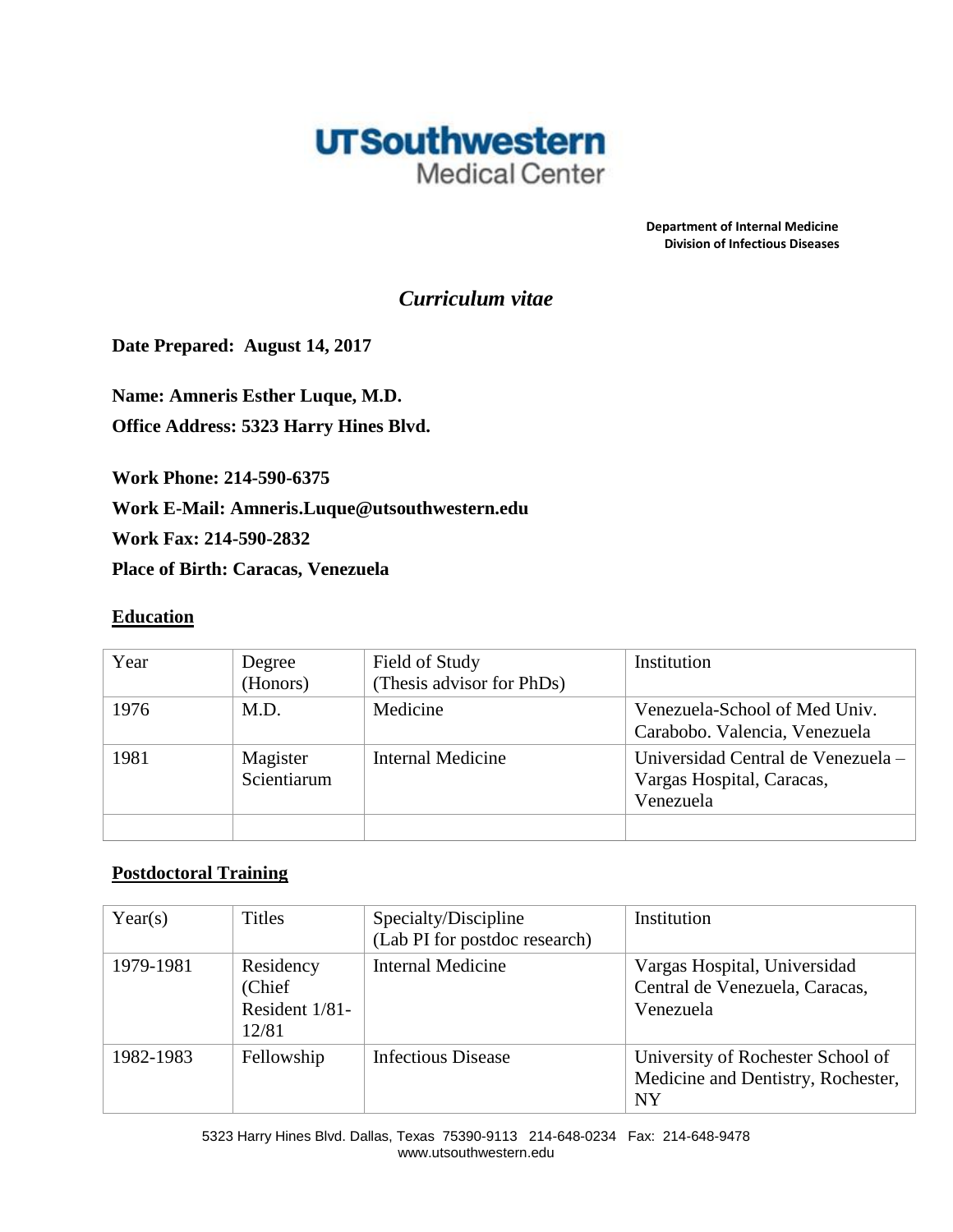UTSouthwestern Medical Center

**Department of Internal Medicine**
**Division of Infectious Diseases**

# *Curriculum vitae*

**Date Prepared: August 14, 2017**

**Name: Amneris Esther Luque, M.D.**

**Office Address: 5323 Harry Hines Blvd.**

**Work Phone: 214-590-6375**

**Work E-Mail: Amneris.Luque@utsouthwestern.edu**

**Work Fax: 214-590-2832**

**Place of Birth: Caracas, Venezuela**

## Education

| Year | Degree (Honors) | Field of Study (Thesis advisor for PhDs) | Institution |
|---|---|---|---|
| 1976 | M.D. | Medicine | Venezuela-School of Med Univ. Carabobo. Valencia, Venezuela |
| 1981 | Magister Scientiarum | Internal Medicine | Universidad Central de Venezuela – Vargas Hospital, Caracas, Venezuela |
| | | | |

## Postdoctoral Training

| Year(s) | Titles | Specialty/Discipline (Lab PI for postdoc research) | Institution |
|---|---|---|---|
| 1979-1981 | Residency (Chief Resident 1/81-12/81 | Internal Medicine | Vargas Hospital, Universidad Central de Venezuela, Caracas, Venezuela |
| 1982-1983 | Fellowship | Infectious Disease | University of Rochester School of Medicine and Dentistry, Rochester, NY |

5323 Harry Hines Blvd. Dallas, Texas 75390-9113 214-648-0234 Fax: 214-648-9478
www.utsouthwestern.edu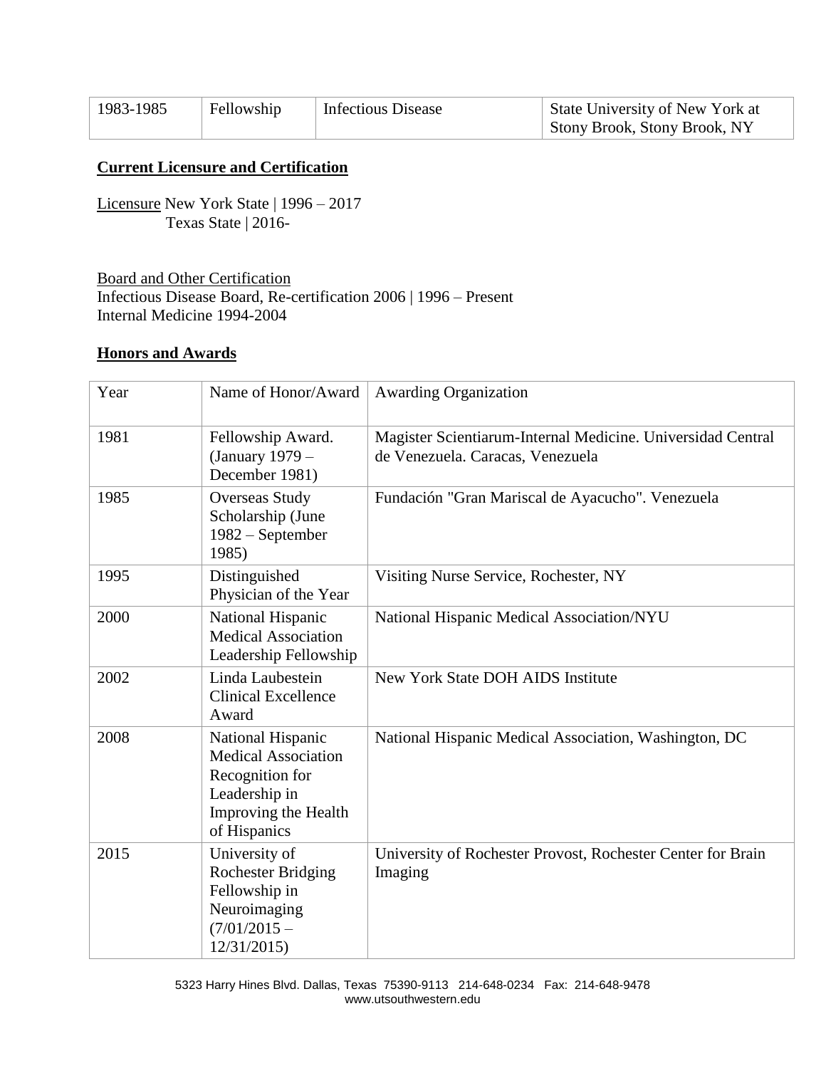| 1983-1985 | Fellowship | Infectious Disease | State University of New York at Stony Brook, Stony Brook, NY |
|---|---|---|---|

## Current Licensure and Certification

Licensure New York State | 1996 – 2017
Texas State | 2016-

Board and Other Certification
Infectious Disease Board, Re-certification 2006 | 1996 – Present
Internal Medicine 1994-2004

## Honors and Awards

| Year | Name of Honor/Award | Awarding Organization |
|---|---|---|
| 1981 | Fellowship Award. (January 1979 – December 1981) | Magister Scientiarum-Internal Medicine. Universidad Central de Venezuela. Caracas, Venezuela |
| 1985 | Overseas Study Scholarship (June 1982 – September 1985) | Fundación "Gran Mariscal de Ayacucho". Venezuela |
| 1995 | Distinguished Physician of the Year | Visiting Nurse Service, Rochester, NY |
| 2000 | National Hispanic Medical Association Leadership Fellowship | National Hispanic Medical Association/NYU |
| 2002 | Linda Laubestein Clinical Excellence Award | New York State DOH AIDS Institute |
| 2008 | National Hispanic Medical Association Recognition for Leadership in Improving the Health of Hispanics | National Hispanic Medical Association, Washington, DC |
| 2015 | University of Rochester Bridging Fellowship in Neuroimaging (7/01/2015 – 12/31/2015) | University of Rochester Provost, Rochester Center for Brain Imaging |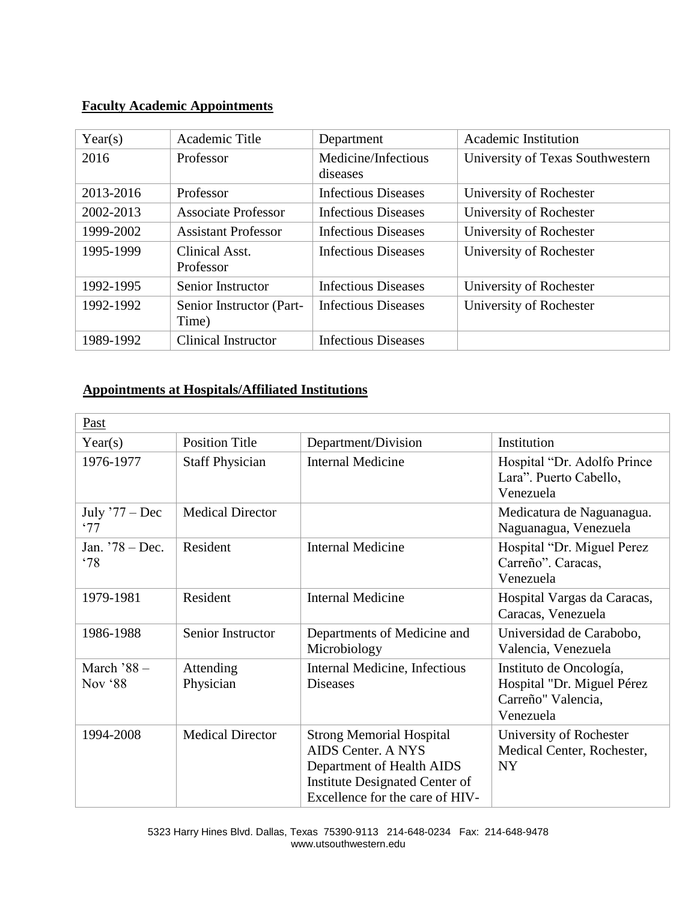**Faculty Academic Appointments**

| Year(s) | Academic Title | Department | Academic Institution |
|---|---|---|---|
| 2016 | Professor | Medicine/Infectious diseases | University of Texas Southwestern |
| 2013-2016 | Professor | Infectious Diseases | University of Rochester |
| 2002-2013 | Associate Professor | Infectious Diseases | University of Rochester |
| 1999-2002 | Assistant Professor | Infectious Diseases | University of Rochester |
| 1995-1999 | Clinical Asst. Professor | Infectious Diseases | University of Rochester |
| 1992-1995 | Senior Instructor | Infectious Diseases | University of Rochester |
| 1992-1992 | Senior Instructor (Part-Time) | Infectious Diseases | University of Rochester |
| 1989-1992 | Clinical Instructor | Infectious Diseases | |

**Appointments at Hospitals/Affiliated Institutions**

| Past | | | |
|---|---|---|---|
| Year(s) | Position Title | Department/Division | Institution |
| 1976-1977 | Staff Physician | Internal Medicine | Hospital "Dr. Adolfo Prince Lara". Puerto Cabello, Venezuela |
| July '77 – Dec '77 | Medical Director | | Medicatura de Naguanagua. Naguanagua, Venezuela |
| Jan. '78 – Dec. '78 | Resident | Internal Medicine | Hospital "Dr. Miguel Perez Carreño". Caracas, Venezuela |
| 1979-1981 | Resident | Internal Medicine | Hospital Vargas da Caracas, Caracas, Venezuela |
| 1986-1988 | Senior Instructor | Departments of Medicine and Microbiology | Universidad de Carabobo, Valencia, Venezuela |
| March '88 – Nov '88 | Attending Physician | Internal Medicine, Infectious Diseases | Instituto de Oncología, Hospital "Dr. Miguel Pérez Carreño" Valencia, Venezuela |
| 1994-2008 | Medical Director | Strong Memorial Hospital AIDS Center. A NYS Department of Health AIDS Institute Designated Center of Excellence for the care of HIV- | University of Rochester Medical Center, Rochester, NY |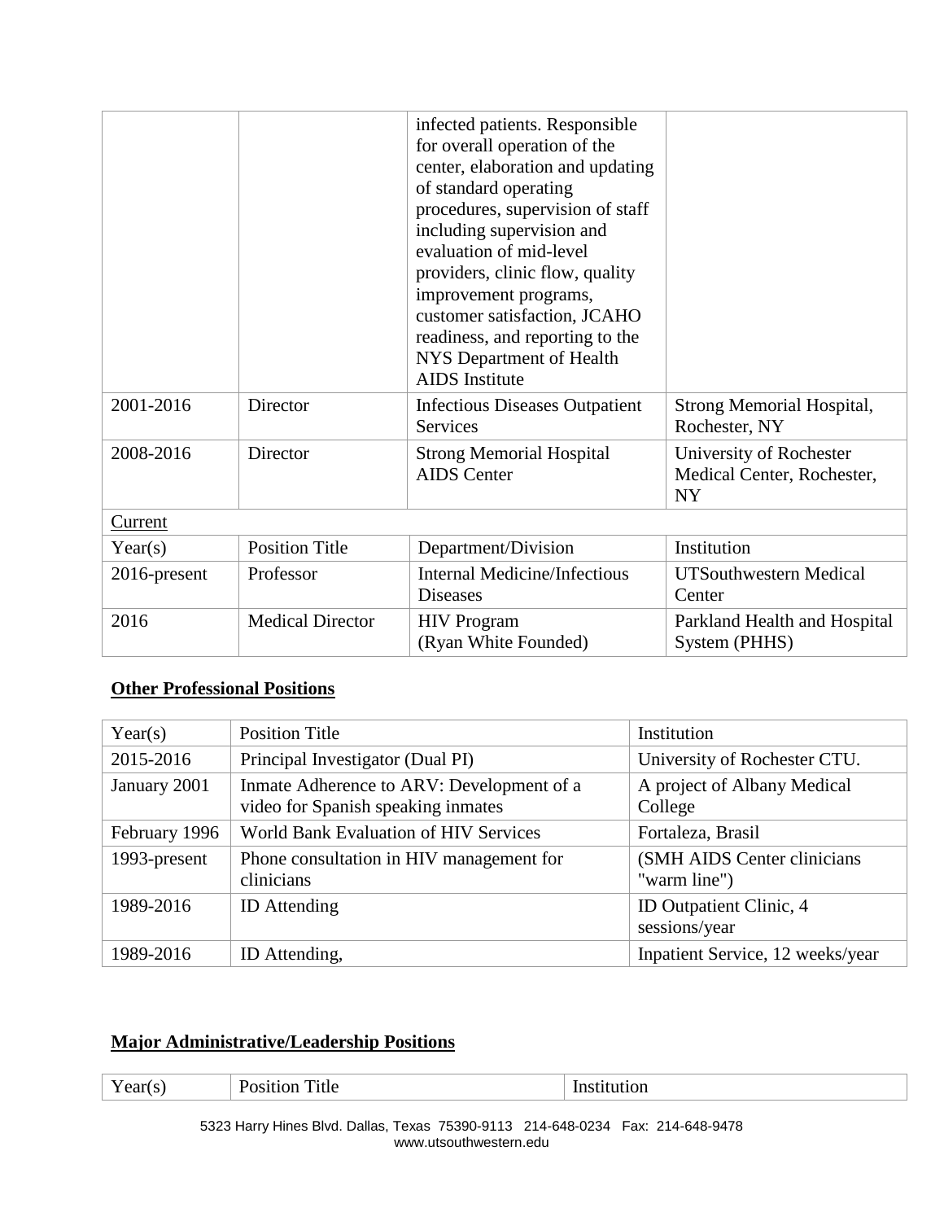| | | infected patients. Responsible for overall operation of the center, elaboration and updating of standard operating procedures, supervision of staff including supervision and evaluation of mid-level providers, clinic flow, quality improvement programs, customer satisfaction, JCAHO readiness, and reporting to the NYS Department of Health AIDS Institute | |
|---|---|---|---|
| 2001-2016 | Director | Infectious Diseases Outpatient Services | Strong Memorial Hospital, Rochester, NY |
| 2008-2016 | Director | Strong Memorial Hospital AIDS Center | University of Rochester Medical Center, Rochester, NY |
| <u>Current</u> | | | |
| Year(s) | Position Title | Department/Division | Institution |
| 2016-present | Professor | Internal Medicine/Infectious Diseases | UTSouthwestern Medical Center |
| 2016 | Medical Director | HIV Program (Ryan White Founded) | Parkland Health and Hospital System (PHHS) |

**Other Professional Positions**

| Year(s) | Position Title | Institution |
|---|---|---|
| 2015-2016 | Principal Investigator (Dual PI) | University of Rochester CTU. |
| January 2001 | Inmate Adherence to ARV: Development of a video for Spanish speaking inmates | A project of Albany Medical College |
| February 1996 | World Bank Evaluation of HIV Services | Fortaleza, Brasil |
| 1993-present | Phone consultation in HIV management for clinicians | (SMH AIDS Center clinicians "warm line") |
| 1989-2016 | ID Attending | ID Outpatient Clinic, 4 sessions/year |
| 1989-2016 | ID Attending, | Inpatient Service, 12 weeks/year |

**Major Administrative/Leadership Positions**

| Year(s) | Position Title | Institution |
|---|---|---|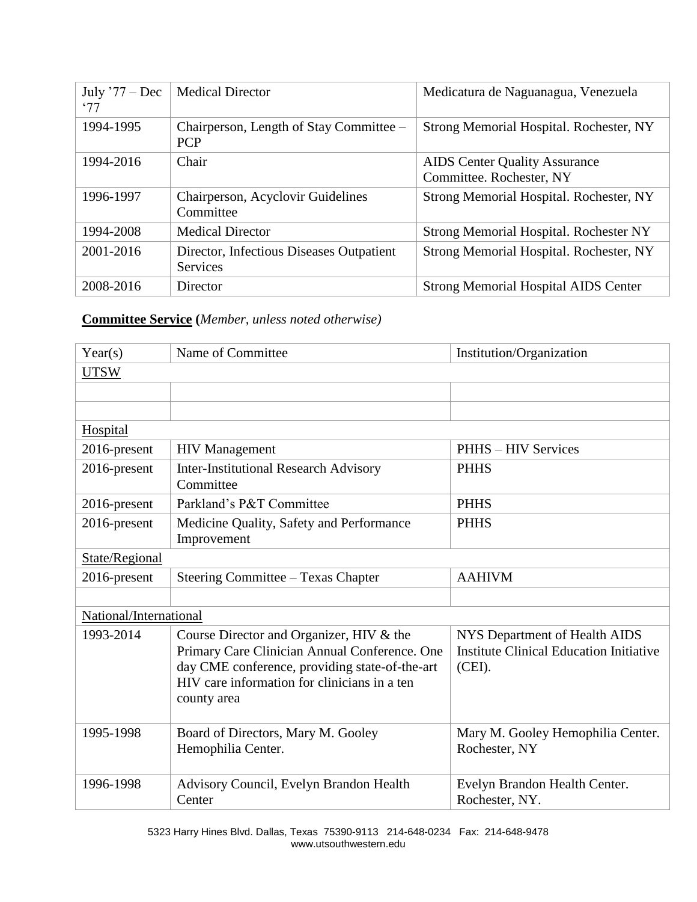| July '77 – Dec '77 | Medical Director | Medicatura de Naguanagua, Venezuela |
|---|---|---|
| 1994-1995 | Chairperson, Length of Stay Committee – PCP | Strong Memorial Hospital. Rochester, NY |
| 1994-2016 | Chair | AIDS Center Quality Assurance Committee. Rochester, NY |
| 1996-1997 | Chairperson, Acyclovir Guidelines Committee | Strong Memorial Hospital. Rochester, NY |
| 1994-2008 | Medical Director | Strong Memorial Hospital. Rochester NY |
| 2001-2016 | Director, Infectious Diseases Outpatient Services | Strong Memorial Hospital. Rochester, NY |
| 2008-2016 | Director | Strong Memorial Hospital AIDS Center |

**Committee Service** (*Member, unless noted otherwise)*

| Year(s) | Name of Committee | Institution/Organization |
|---|---|---|
| UTSW | | |
| | | |
| | | |
| Hospital | | |
| 2016-present | HIV Management | PHHS – HIV Services |
| 2016-present | Inter-Institutional Research Advisory Committee | PHHS |
| 2016-present | Parkland's P&T Committee | PHHS |
| 2016-present | Medicine Quality, Safety and Performance Improvement | PHHS |
| State/Regional | | |
| 2016-present | Steering Committee – Texas Chapter | AAHIVM |
| | | |
| National/International | | |
| 1993-2014 | Course Director and Organizer, HIV & the Primary Care Clinician Annual Conference. One day CME conference, providing state-of-the-art HIV care information for clinicians in a ten county area | NYS Department of Health AIDS Institute Clinical Education Initiative (CEI). |
| 1995-1998 | Board of Directors, Mary M. Gooley Hemophilia Center. | Mary M. Gooley Hemophilia Center. Rochester, NY |
| 1996-1998 | Advisory Council, Evelyn Brandon Health Center | Evelyn Brandon Health Center. Rochester, NY. |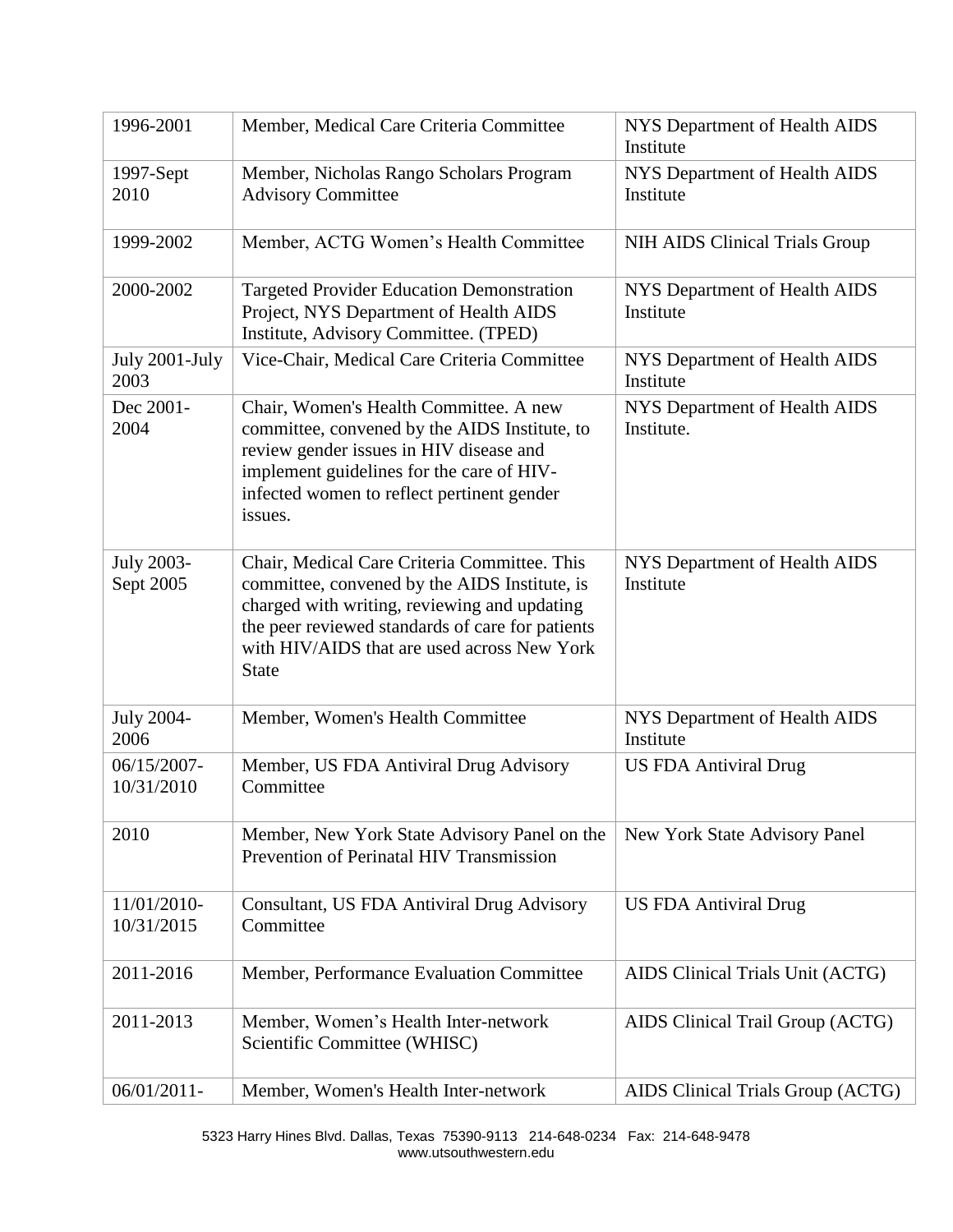| | | |
|---|---|---|
| 1996-2001 | Member, Medical Care Criteria Committee | NYS Department of Health AIDS Institute |
| 1997-Sept 2010 | Member, Nicholas Rango Scholars Program Advisory Committee | NYS Department of Health AIDS Institute |
| 1999-2002 | Member, ACTG Women's Health Committee | NIH AIDS Clinical Trials Group |
| 2000-2002 | Targeted Provider Education Demonstration Project, NYS Department of Health AIDS Institute, Advisory Committee. (TPED) | NYS Department of Health AIDS Institute |
| July 2001-July 2003 | Vice-Chair, Medical Care Criteria Committee | NYS Department of Health AIDS Institute |
| Dec 2001-2004 | Chair, Women's Health Committee. A new committee, convened by the AIDS Institute, to review gender issues in HIV disease and implement guidelines for the care of HIV-infected women to reflect pertinent gender issues. | NYS Department of Health AIDS Institute. |
| July 2003-Sept 2005 | Chair, Medical Care Criteria Committee. This committee, convened by the AIDS Institute, is charged with writing, reviewing and updating the peer reviewed standards of care for patients with HIV/AIDS that are used across New York State | NYS Department of Health AIDS Institute |
| July 2004-2006 | Member, Women's Health Committee | NYS Department of Health AIDS Institute |
| 06/15/2007-10/31/2010 | Member, US FDA Antiviral Drug Advisory Committee | US FDA Antiviral Drug |
| 2010 | Member, New York State Advisory Panel on the Prevention of Perinatal HIV Transmission | New York State Advisory Panel |
| 11/01/2010-10/31/2015 | Consultant, US FDA Antiviral Drug Advisory Committee | US FDA Antiviral Drug |
| 2011-2016 | Member, Performance Evaluation Committee | AIDS Clinical Trials Unit (ACTG) |
| 2011-2013 | Member, Women's Health Inter-network Scientific Committee (WHISC) | AIDS Clinical Trail Group (ACTG) |
| 06/01/2011- | Member, Women's Health Inter-network | AIDS Clinical Trials Group (ACTG) |

5323 Harry Hines Blvd. Dallas, Texas 75390-9113 214-648-0234 Fax: 214-648-9478
www.utsouthwestern.edu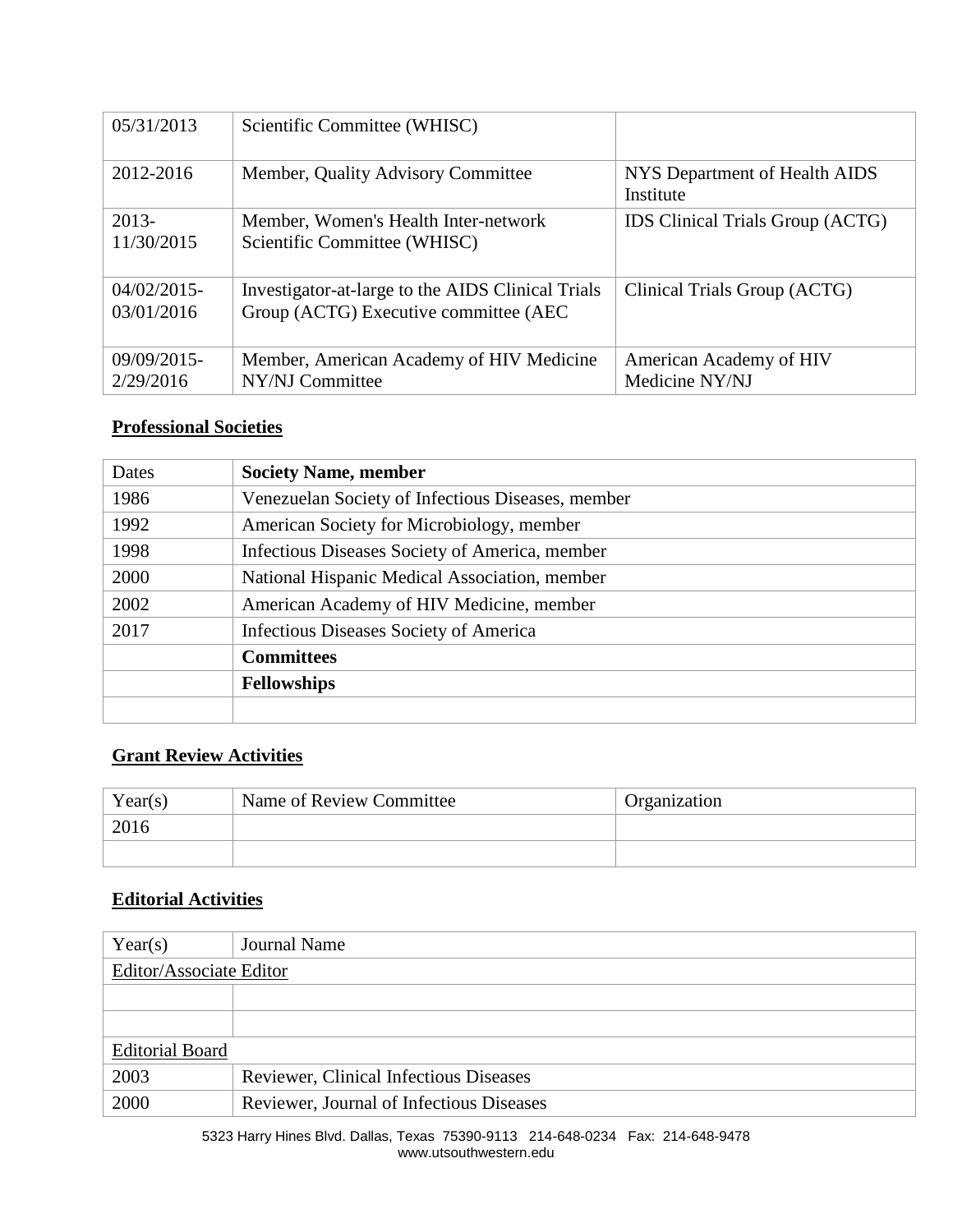| 05/31/2013 | Scientific Committee (WHISC) | |
|---|---|---|
| 2012-2016 | Member, Quality Advisory Committee | NYS Department of Health AIDS Institute |
| 2013-11/30/2015 | Member, Women's Health Inter-network Scientific Committee (WHISC) | IDS Clinical Trials Group (ACTG) |
| 04/02/2015-03/01/2016 | Investigator-at-large to the AIDS Clinical Trials Group (ACTG) Executive committee (AEC | Clinical Trials Group (ACTG) |
| 09/09/2015-2/29/2016 | Member, American Academy of HIV Medicine NY/NJ Committee | American Academy of HIV Medicine NY/NJ |

## Professional Societies

| Dates | **Society Name, member** |
|---|---|
| 1986 | Venezuelan Society of Infectious Diseases, member |
| 1992 | American Society for Microbiology, member |
| 1998 | Infectious Diseases Society of America, member |
| 2000 | National Hispanic Medical Association, member |
| 2002 | American Academy of HIV Medicine, member |
| 2017 | Infectious Diseases Society of America |
| | **Committees** |
| | **Fellowships** |
| | |

## Grant Review Activities

| Year(s) | Name of Review Committee | Organization |
|---|---|---|
| 2016 | | |
| | | |

## Editorial Activities

| Year(s) | Journal Name |
|---|---|
| Editor/Associate Editor | |
| | |
| | |
| Editorial Board | |
| 2003 | Reviewer, Clinical Infectious Diseases |
| 2000 | Reviewer, Journal of Infectious Diseases |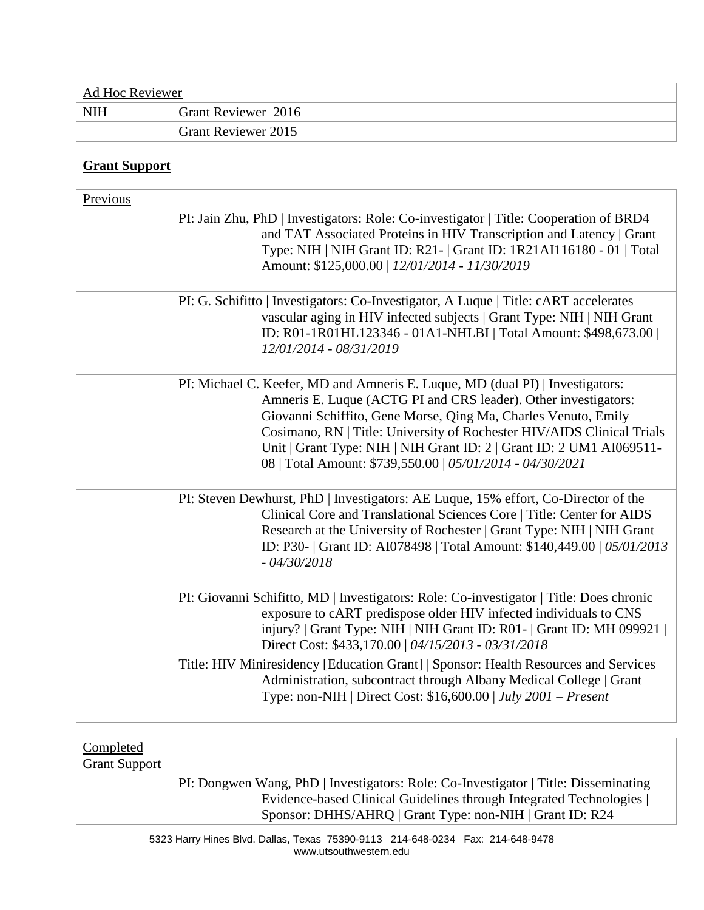| Ad Hoc Reviewer | |
|---|---|
| NIH | Grant Reviewer 2016 |
| | Grant Reviewer 2015 |

## **Grant Support**

| Previous | |
|---|---|
| | PI: Jain Zhu, PhD \| Investigators: Role: Co-investigator \| Title: Cooperation of BRD4 and TAT Associated Proteins in HIV Transcription and Latency \| Grant Type: NIH \| NIH Grant ID: R21- \| Grant ID: 1R21AI116180 - 01 \| Total Amount: $125,000.00 \| *12/01/2014 - 11/30/2019* |
| | PI: G. Schifitto \| Investigators: Co-Investigator, A Luque \| Title: cART accelerates vascular aging in HIV infected subjects \| Grant Type: NIH \| NIH Grant ID: R01-1R01HL123346 - 01A1-NHLBI \| Total Amount: $498,673.00 \| *12/01/2014 - 08/31/2019* |
| | PI: Michael C. Keefer, MD and Amneris E. Luque, MD (dual PI) \| Investigators: Amneris E. Luque (ACTG PI and CRS leader). Other investigators: Giovanni Schiffito, Gene Morse, Qing Ma, Charles Venuto, Emily Cosimano, RN \| Title: University of Rochester HIV/AIDS Clinical Trials Unit \| Grant Type: NIH \| NIH Grant ID: 2 \| Grant ID: 2 UM1 AI069511-08 \| Total Amount: $739,550.00 \| *05/01/2014 - 04/30/2021* |
| | PI: Steven Dewhurst, PhD \| Investigators: AE Luque, 15% effort, Co-Director of the Clinical Core and Translational Sciences Core \| Title: Center for AIDS Research at the University of Rochester \| Grant Type: NIH \| NIH Grant ID: P30- \| Grant ID: AI078498 \| Total Amount: $140,449.00 \| *05/01/2013 - 04/30/2018* |
| | PI: Giovanni Schifitto, MD \| Investigators: Role: Co-investigator \| Title: Does chronic exposure to cART predispose older HIV infected individuals to CNS injury? \| Grant Type: NIH \| NIH Grant ID: R01- \| Grant ID: MH 099921 \| Direct Cost: $433,170.00 \| *04/15/2013 - 03/31/2018* |
| | Title: HIV Miniresidency [Education Grant] \| Sponsor: Health Resources and Services Administration, subcontract through Albany Medical College \| Grant Type: non-NIH \| Direct Cost: $16,600.00 \| *July 2001 – Present* |

| Completed Grant Support | |
|---|---|
| | PI: Dongwen Wang, PhD \| Investigators: Role: Co-Investigator \| Title: Disseminating Evidence-based Clinical Guidelines through Integrated Technologies \| Sponsor: DHHS/AHRQ \| Grant Type: non-NIH \| Grant ID: R24 |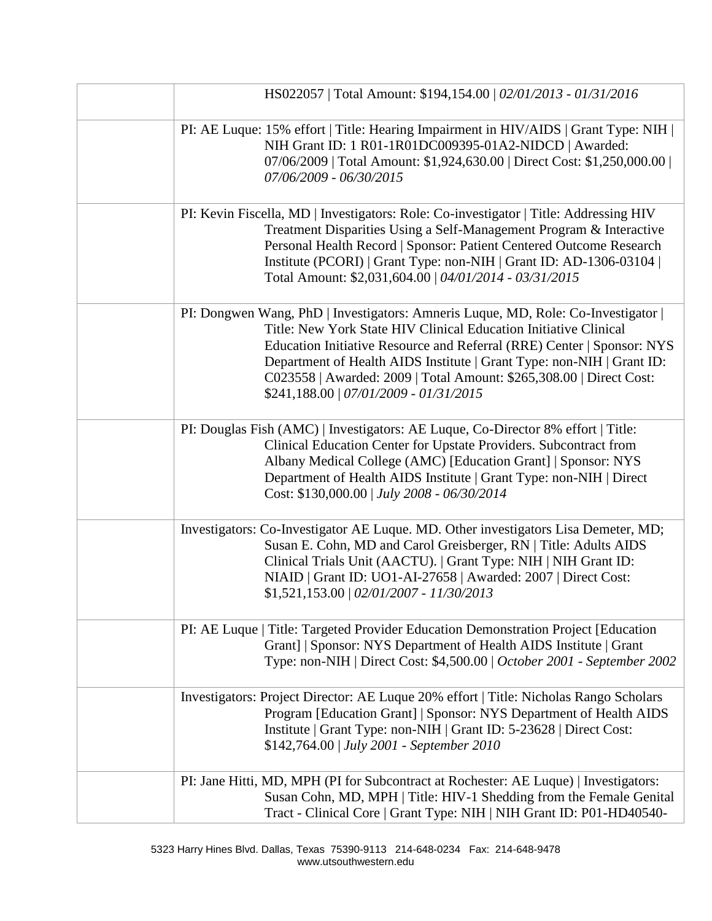| | |
|---|---|
| | HS022057 \| Total Amount: $194,154.00 \| *02/01/2013 - 01/31/2016* |
| | PI: AE Luque: 15% effort \| Title: Hearing Impairment in HIV/AIDS \| Grant Type: NIH \| NIH Grant ID: 1 R01-1R01DC009395-01A2-NIDCD \| Awarded: 07/06/2009 \| Total Amount: $1,924,630.00 \| Direct Cost: $1,250,000.00 \| *07/06/2009 - 06/30/2015* |
| | PI: Kevin Fiscella, MD \| Investigators: Role: Co-investigator \| Title: Addressing HIV Treatment Disparities Using a Self-Management Program & Interactive Personal Health Record \| Sponsor: Patient Centered Outcome Research Institute (PCORI) \| Grant Type: non-NIH \| Grant ID: AD-1306-03104 \| Total Amount: $2,031,604.00 \| *04/01/2014 - 03/31/2015* |
| | PI: Dongwen Wang, PhD \| Investigators: Amneris Luque, MD, Role: Co-Investigator \| Title: New York State HIV Clinical Education Initiative Clinical Education Initiative Resource and Referral (RRE) Center \| Sponsor: NYS Department of Health AIDS Institute \| Grant Type: non-NIH \| Grant ID: C023558 \| Awarded: 2009 \| Total Amount: $265,308.00 \| Direct Cost: $241,188.00 \| *07/01/2009 - 01/31/2015* |
| | PI: Douglas Fish (AMC) \| Investigators: AE Luque, Co-Director 8% effort \| Title: Clinical Education Center for Upstate Providers. Subcontract from Albany Medical College (AMC) [Education Grant] \| Sponsor: NYS Department of Health AIDS Institute \| Grant Type: non-NIH \| Direct Cost: $130,000.00 \| *July 2008 - 06/30/2014* |
| | Investigators: Co-Investigator AE Luque. MD. Other investigators Lisa Demeter, MD; Susan E. Cohn, MD and Carol Greisberger, RN \| Title: Adults AIDS Clinical Trials Unit (AACTU). \| Grant Type: NIH \| NIH Grant ID: NIAID \| Grant ID: UO1-AI-27658 \| Awarded: 2007 \| Direct Cost: $1,521,153.00 \| *02/01/2007 - 11/30/2013* |
| | PI: AE Luque \| Title: Targeted Provider Education Demonstration Project [Education Grant] \| Sponsor: NYS Department of Health AIDS Institute \| Grant Type: non-NIH \| Direct Cost: $4,500.00 \| *October 2001 - September 2002* |
| | Investigators: Project Director: AE Luque 20% effort \| Title: Nicholas Rango Scholars Program [Education Grant] \| Sponsor: NYS Department of Health AIDS Institute \| Grant Type: non-NIH \| Grant ID: 5-23628 \| Direct Cost: $142,764.00 \| *July 2001 - September 2010* |
| | PI: Jane Hitti, MD, MPH (PI for Subcontract at Rochester: AE Luque) \| Investigators: Susan Cohn, MD, MPH \| Title: HIV-1 Shedding from the Female Genital Tract - Clinical Core \| Grant Type: NIH \| NIH Grant ID: P01-HD40540- |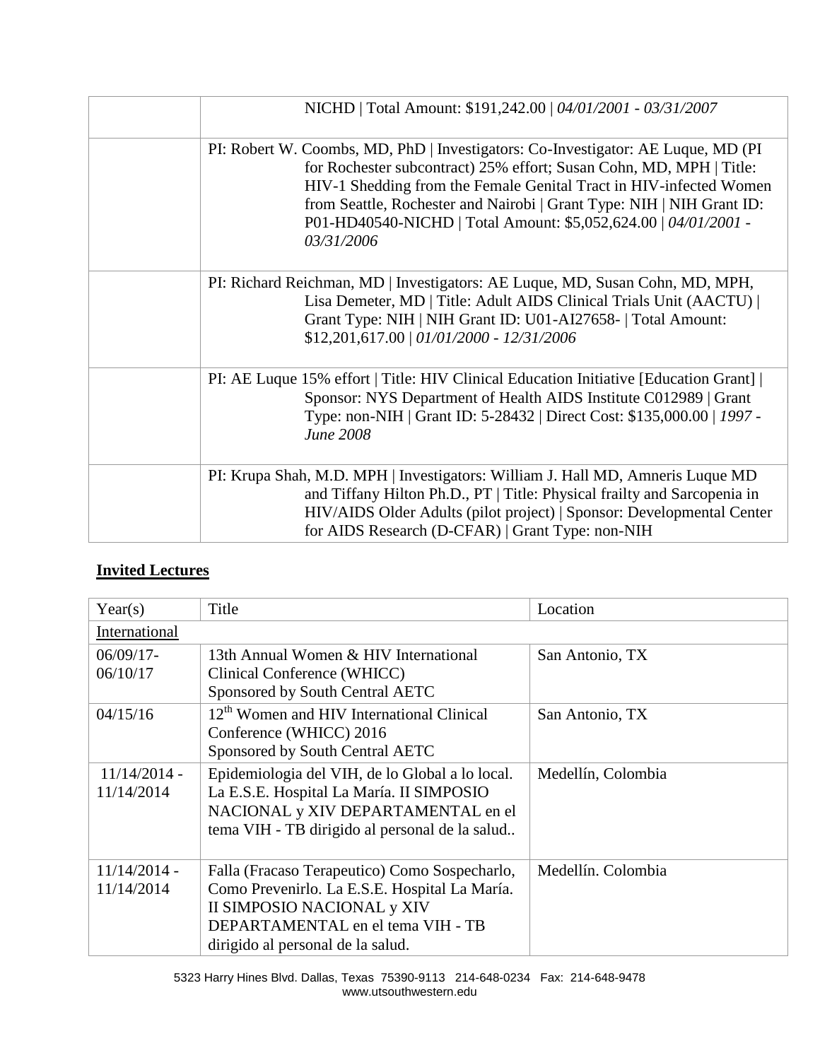| | |
|---|---|
| | NICHD \| Total Amount: $191,242.00 \| *04/01/2001 - 03/31/2007* |
| | PI: Robert W. Coombs, MD, PhD \| Investigators: Co-Investigator: AE Luque, MD (PI for Rochester subcontract) 25% effort; Susan Cohn, MD, MPH \| Title: HIV-1 Shedding from the Female Genital Tract in HIV-infected Women from Seattle, Rochester and Nairobi \| Grant Type: NIH \| NIH Grant ID: P01-HD40540-NICHD \| Total Amount: $5,052,624.00 \| *04/01/2001 - 03/31/2006* |
| | PI: Richard Reichman, MD \| Investigators: AE Luque, MD, Susan Cohn, MD, MPH, Lisa Demeter, MD \| Title: Adult AIDS Clinical Trials Unit (AACTU) \| Grant Type: NIH \| NIH Grant ID: U01-AI27658- \| Total Amount: $12,201,617.00 \| *01/01/2000 - 12/31/2006* |
| | PI: AE Luque 15% effort \| Title: HIV Clinical Education Initiative [Education Grant] \| Sponsor: NYS Department of Health AIDS Institute C012989 \| Grant Type: non-NIH \| Grant ID: 5-28432 \| Direct Cost: $135,000.00 \| *1997 - June 2008* |
| | PI: Krupa Shah, M.D. MPH \| Investigators: William J. Hall MD, Amneris Luque MD and Tiffany Hilton Ph.D., PT \| Title: Physical frailty and Sarcopenia in HIV/AIDS Older Adults (pilot project) \| Sponsor: Developmental Center for AIDS Research (D-CFAR) \| Grant Type: non-NIH |

## Invited Lectures

| Year(s) | Title | Location |
|---|---|---|
| International | | |
| 06/09/17-06/10/17 | 13th Annual Women & HIV International Clinical Conference (WHICC) Sponsored by South Central AETC | San Antonio, TX |
| 04/15/16 | 12th Women and HIV International Clinical Conference (WHICC) 2016 Sponsored by South Central AETC | San Antonio, TX |
| 11/14/2014 - 11/14/2014 | Epidemiologia del VIH, de lo Global a lo local. La E.S.E. Hospital La María. II SIMPOSIO NACIONAL y XIV DEPARTAMENTAL en el tema VIH - TB dirigido al personal de la salud.. | Medellín, Colombia |
| 11/14/2014 - 11/14/2014 | Falla (Fracaso Terapeutico) Como Sospecharlo, Como Prevenirlo. La E.S.E. Hospital La María. II SIMPOSIO NACIONAL y XIV DEPARTAMENTAL en el tema VIH - TB dirigido al personal de la salud. | Medellín. Colombia |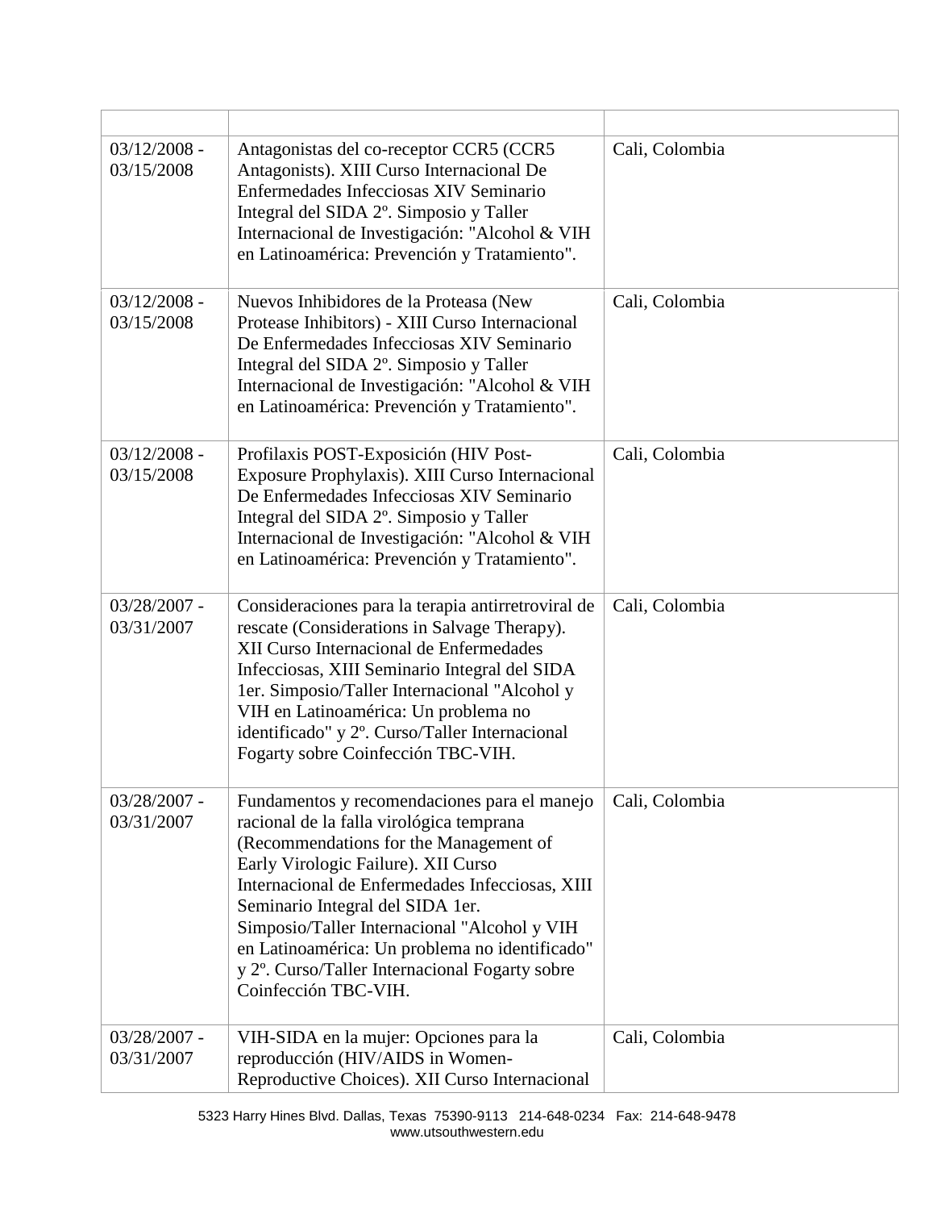| | | |
|---|---|---|
| 03/12/2008 - 03/15/2008 | Antagonistas del co-receptor CCR5 (CCR5 Antagonists). XIII Curso Internacional De Enfermedades Infecciosas XIV Seminario Integral del SIDA 2º. Simposio y Taller Internacional de Investigación: "Alcohol & VIH en Latinoamérica: Prevención y Tratamiento". | Cali, Colombia |
| 03/12/2008 - 03/15/2008 | Nuevos Inhibidores de la Proteasa (New Protease Inhibitors) - XIII Curso Internacional De Enfermedades Infecciosas XIV Seminario Integral del SIDA 2º. Simposio y Taller Internacional de Investigación: "Alcohol & VIH en Latinoamérica: Prevención y Tratamiento". | Cali, Colombia |
| 03/12/2008 - 03/15/2008 | Profilaxis POST-Exposición (HIV Post-Exposure Prophylaxis). XIII Curso Internacional De Enfermedades Infecciosas XIV Seminario Integral del SIDA 2º. Simposio y Taller Internacional de Investigación: "Alcohol & VIH en Latinoamérica: Prevención y Tratamiento". | Cali, Colombia |
| 03/28/2007 - 03/31/2007 | Consideraciones para la terapia antirretroviral de rescate (Considerations in Salvage Therapy). XII Curso Internacional de Enfermedades Infecciosas, XIII Seminario Integral del SIDA 1er. Simposio/Taller Internacional "Alcohol y VIH en Latinoamérica: Un problema no identificado" y 2º. Curso/Taller Internacional Fogarty sobre Coinfección TBC-VIH. | Cali, Colombia |
| 03/28/2007 - 03/31/2007 | Fundamentos y recomendaciones para el manejo racional de la falla virológica temprana (Recommendations for the Management of Early Virologic Failure). XII Curso Internacional de Enfermedades Infecciosas, XIII Seminario Integral del SIDA 1er. Simposio/Taller Internacional "Alcohol y VIH en Latinoamérica: Un problema no identificado" y 2º. Curso/Taller Internacional Fogarty sobre Coinfección TBC-VIH. | Cali, Colombia |
| 03/28/2007 - 03/31/2007 | VIH-SIDA en la mujer: Opciones para la reproducción (HIV/AIDS in Women-Reproductive Choices). XII Curso Internacional | Cali, Colombia |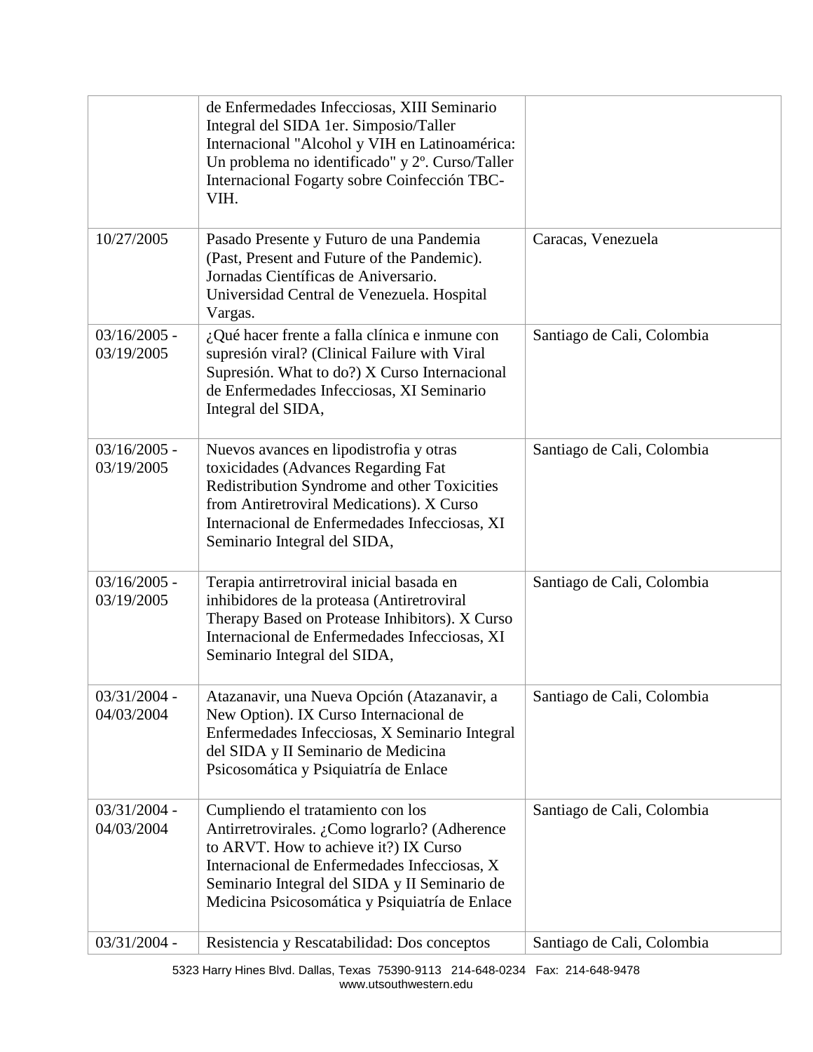| | | |
|---|---|---|
| | de Enfermedades Infecciosas, XIII Seminario Integral del SIDA 1er. Simposio/Taller Internacional "Alcohol y VIH en Latinoamérica: Un problema no identificado" y 2º. Curso/Taller Internacional Fogarty sobre Coinfección TBC-VIH. | |
| 10/27/2005 | Pasado Presente y Futuro de una Pandemia (Past, Present and Future of the Pandemic). Jornadas Científicas de Aniversario. Universidad Central de Venezuela. Hospital Vargas. | Caracas, Venezuela |
| 03/16/2005 - 03/19/2005 | ¿Qué hacer frente a falla clínica e inmune con supresión viral? (Clinical Failure with Viral Supresión. What to do?) X Curso Internacional de Enfermedades Infecciosas, XI Seminario Integral del SIDA, | Santiago de Cali, Colombia |
| 03/16/2005 - 03/19/2005 | Nuevos avances en lipodistrofia y otras toxicidades (Advances Regarding Fat Redistribution Syndrome and other Toxicities from Antiretroviral Medications). X Curso Internacional de Enfermedades Infecciosas, XI Seminario Integral del SIDA, | Santiago de Cali, Colombia |
| 03/16/2005 - 03/19/2005 | Terapia antirretroviral inicial basada en inhibidores de la proteasa (Antiretroviral Therapy Based on Protease Inhibitors). X Curso Internacional de Enfermedades Infecciosas, XI Seminario Integral del SIDA, | Santiago de Cali, Colombia |
| 03/31/2004 - 04/03/2004 | Atazanavir, una Nueva Opción (Atazanavir, a New Option). IX Curso Internacional de Enfermedades Infecciosas, X Seminario Integral del SIDA y II Seminario de Medicina Psicosomática y Psiquiatría de Enlace | Santiago de Cali, Colombia |
| 03/31/2004 - 04/03/2004 | Cumpliendo el tratamiento con los Antirretrovirales. ¿Como lograrlo? (Adherence to ARVT. How to achieve it?) IX Curso Internacional de Enfermedades Infecciosas, X Seminario Integral del SIDA y II Seminario de Medicina Psicosomática y Psiquiatría de Enlace | Santiago de Cali, Colombia |
| 03/31/2004 - | Resistencia y Rescatabilidad: Dos conceptos | Santiago de Cali, Colombia |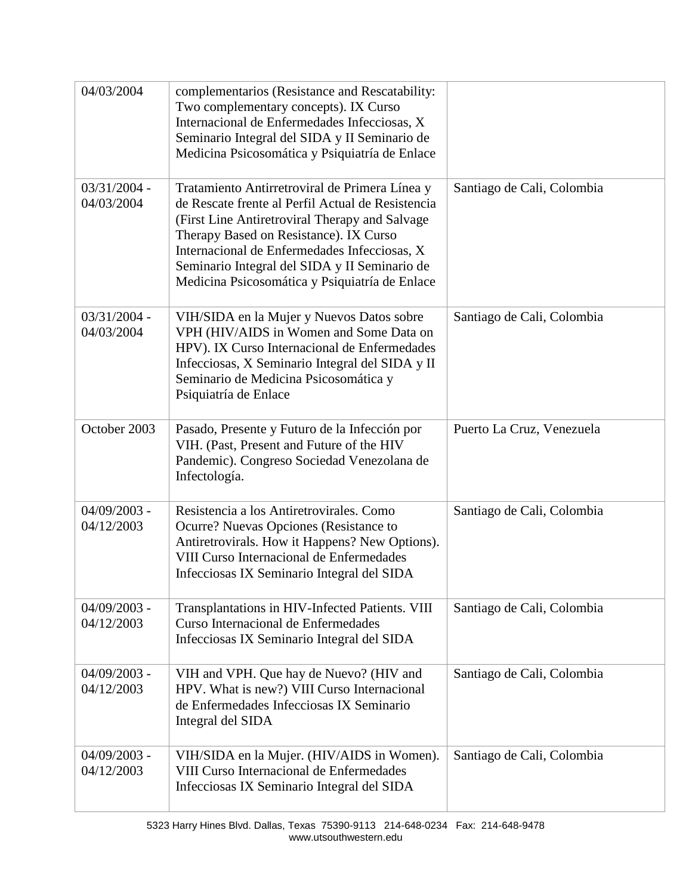| | | |
|---|---|---|
| 04/03/2004 | complementarios (Resistance and Rescatability: Two complementary concepts). IX Curso Internacional de Enfermedades Infecciosas, X Seminario Integral del SIDA y II Seminario de Medicina Psicosomática y Psiquiatría de Enlace | |
| 03/31/2004 - 04/03/2004 | Tratamiento Antirretroviral de Primera Línea y de Rescate frente al Perfil Actual de Resistencia (First Line Antiretroviral Therapy and Salvage Therapy Based on Resistance). IX Curso Internacional de Enfermedades Infecciosas, X Seminario Integral del SIDA y II Seminario de Medicina Psicosomática y Psiquiatría de Enlace | Santiago de Cali, Colombia |
| 03/31/2004 - 04/03/2004 | VIH/SIDA en la Mujer y Nuevos Datos sobre VPH (HIV/AIDS in Women and Some Data on HPV). IX Curso Internacional de Enfermedades Infecciosas, X Seminario Integral del SIDA y II Seminario de Medicina Psicosomática y Psiquiatría de Enlace | Santiago de Cali, Colombia |
| October 2003 | Pasado, Presente y Futuro de la Infección por VIH. (Past, Present and Future of the HIV Pandemic). Congreso Sociedad Venezolana de Infectología. | Puerto La Cruz, Venezuela |
| 04/09/2003 - 04/12/2003 | Resistencia a los Antiretrovirales. Como Ocurre? Nuevas Opciones (Resistance to Antiretrovirals. How it Happens? New Options). VIII Curso Internacional de Enfermedades Infecciosas IX Seminario Integral del SIDA | Santiago de Cali, Colombia |
| 04/09/2003 - 04/12/2003 | Transplantations in HIV-Infected Patients. VIII Curso Internacional de Enfermedades Infecciosas IX Seminario Integral del SIDA | Santiago de Cali, Colombia |
| 04/09/2003 - 04/12/2003 | VIH and VPH. Que hay de Nuevo? (HIV and HPV. What is new?) VIII Curso Internacional de Enfermedades Infecciosas IX Seminario Integral del SIDA | Santiago de Cali, Colombia |
| 04/09/2003 - 04/12/2003 | VIH/SIDA en la Mujer. (HIV/AIDS in Women). VIII Curso Internacional de Enfermedades Infecciosas IX Seminario Integral del SIDA | Santiago de Cali, Colombia |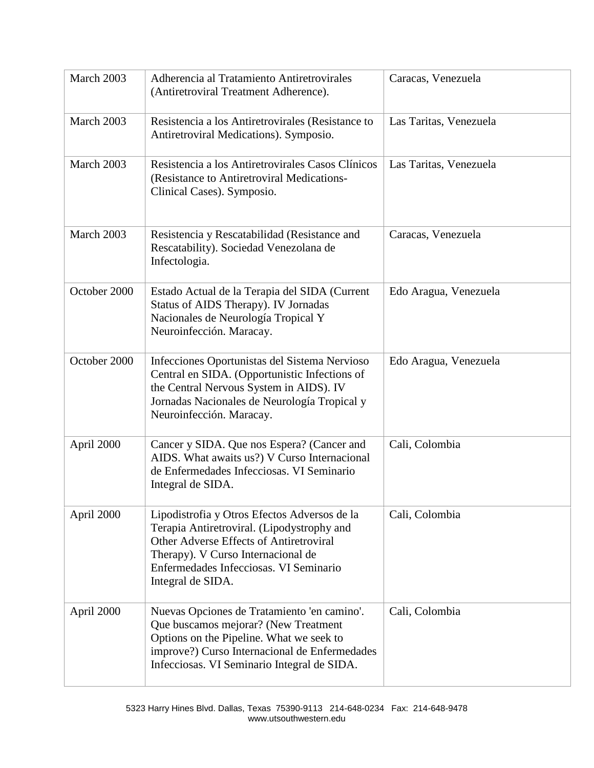| March 2003 | Adherencia al Tratamiento Antiretrovirales (Antiretroviral Treatment Adherence). | Caracas, Venezuela |
|---|---|---|
| March 2003 | Resistencia a los Antiretrovirales (Resistance to Antiretroviral Medications). Symposio. | Las Taritas, Venezuela |
| March 2003 | Resistencia a los Antiretrovirales Casos Clínicos (Resistance to Antiretroviral Medications-Clinical Cases). Symposio. | Las Taritas, Venezuela |
| March 2003 | Resistencia y Rescatabilidad (Resistance and Rescatability). Sociedad Venezolana de Infectologia. | Caracas, Venezuela |
| October 2000 | Estado Actual de la Terapia del SIDA (Current Status of AIDS Therapy). IV Jornadas Nacionales de Neurología Tropical Y Neuroinfección. Maracay. | Edo Aragua, Venezuela |
| October 2000 | Infecciones Oportunistas del Sistema Nervioso Central en SIDA. (Opportunistic Infections of the Central Nervous System in AIDS). IV Jornadas Nacionales de Neurología Tropical y Neuroinfección. Maracay. | Edo Aragua, Venezuela |
| April 2000 | Cancer y SIDA. Que nos Espera? (Cancer and AIDS. What awaits us?) V Curso Internacional de Enfermedades Infecciosas. VI Seminario Integral de SIDA. | Cali, Colombia |
| April 2000 | Lipodistrofia y Otros Efectos Adversos de la Terapia Antiretroviral. (Lipodystrophy and Other Adverse Effects of Antiretroviral Therapy). V Curso Internacional de Enfermedades Infecciosas. VI Seminario Integral de SIDA. | Cali, Colombia |
| April 2000 | Nuevas Opciones de Tratamiento 'en camino'. Que buscamos mejorar? (New Treatment Options on the Pipeline. What we seek to improve?) Curso Internacional de Enfermedades Infecciosas. VI Seminario Integral de SIDA. | Cali, Colombia |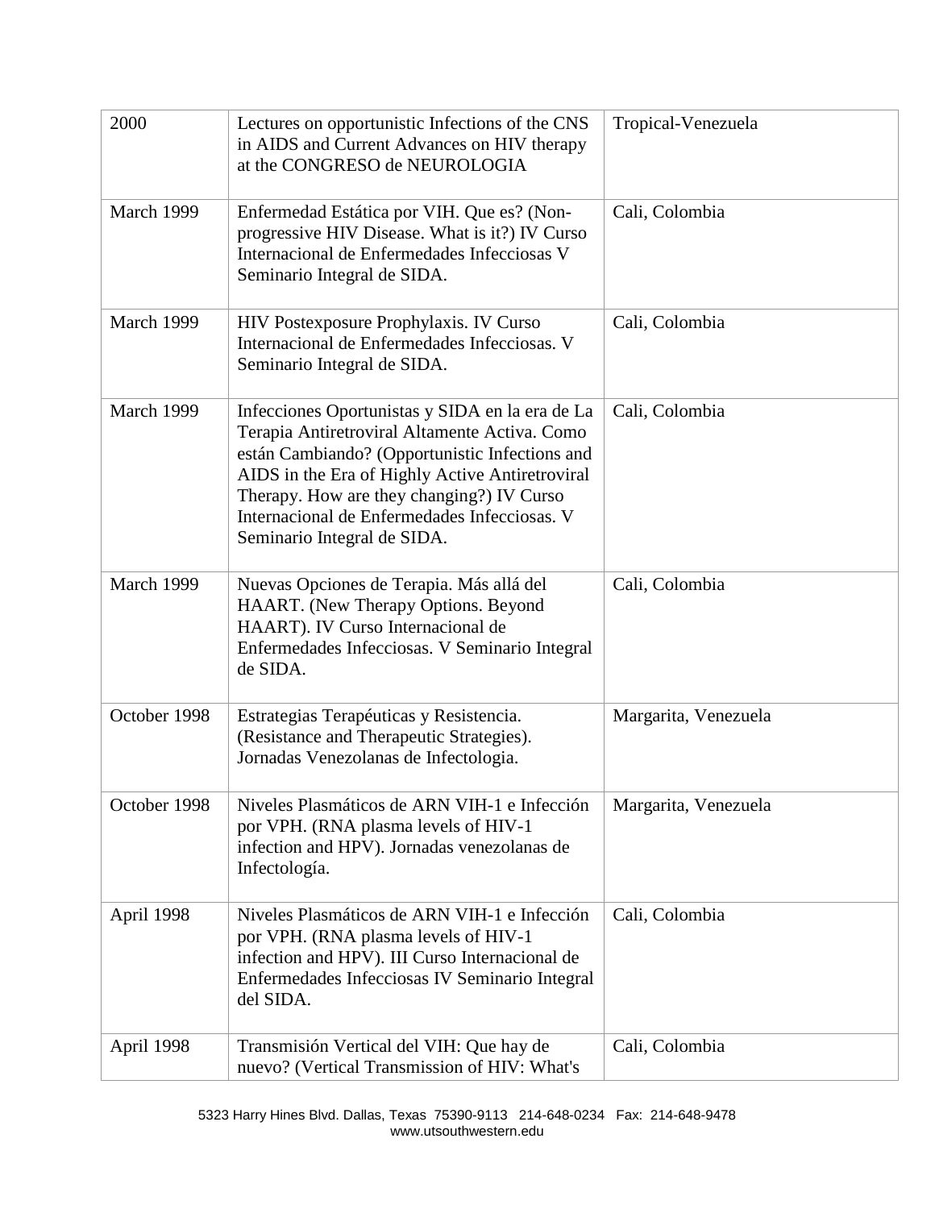| | | |
|---|---|---|
| 2000 | Lectures on opportunistic Infections of the CNS in AIDS and Current Advances on HIV therapy at the CONGRESO de NEUROLOGIA | Tropical-Venezuela |
| March 1999 | Enfermedad Estática por VIH. Que es? (Non-progressive HIV Disease. What is it?) IV Curso Internacional de Enfermedades Infecciosas V Seminario Integral de SIDA. | Cali, Colombia |
| March 1999 | HIV Postexposure Prophylaxis. IV Curso Internacional de Enfermedades Infecciosas. V Seminario Integral de SIDA. | Cali, Colombia |
| March 1999 | Infecciones Oportunistas y SIDA en la era de La Terapia Antiretroviral Altamente Activa. Como están Cambiando? (Opportunistic Infections and AIDS in the Era of Highly Active Antiretroviral Therapy. How are they changing?) IV Curso Internacional de Enfermedades Infecciosas. V Seminario Integral de SIDA. | Cali, Colombia |
| March 1999 | Nuevas Opciones de Terapia. Más allá del HAART. (New Therapy Options. Beyond HAART). IV Curso Internacional de Enfermedades Infecciosas. V Seminario Integral de SIDA. | Cali, Colombia |
| October 1998 | Estrategias Terapéuticas y Resistencia. (Resistance and Therapeutic Strategies). Jornadas Venezolanas de Infectologia. | Margarita, Venezuela |
| October 1998 | Niveles Plasmáticos de ARN VIH-1 e Infección por VPH. (RNA plasma levels of HIV-1 infection and HPV). Jornadas venezolanas de Infectología. | Margarita, Venezuela |
| April 1998 | Niveles Plasmáticos de ARN VIH-1 e Infección por VPH. (RNA plasma levels of HIV-1 infection and HPV). III Curso Internacional de Enfermedades Infecciosas IV Seminario Integral del SIDA. | Cali, Colombia |
| April 1998 | Transmisión Vertical del VIH: Que hay de nuevo? (Vertical Transmission of HIV: What's | Cali, Colombia |

5323 Harry Hines Blvd. Dallas, Texas 75390-9113 214-648-0234 Fax: 214-648-9478
www.utsouthwestern.edu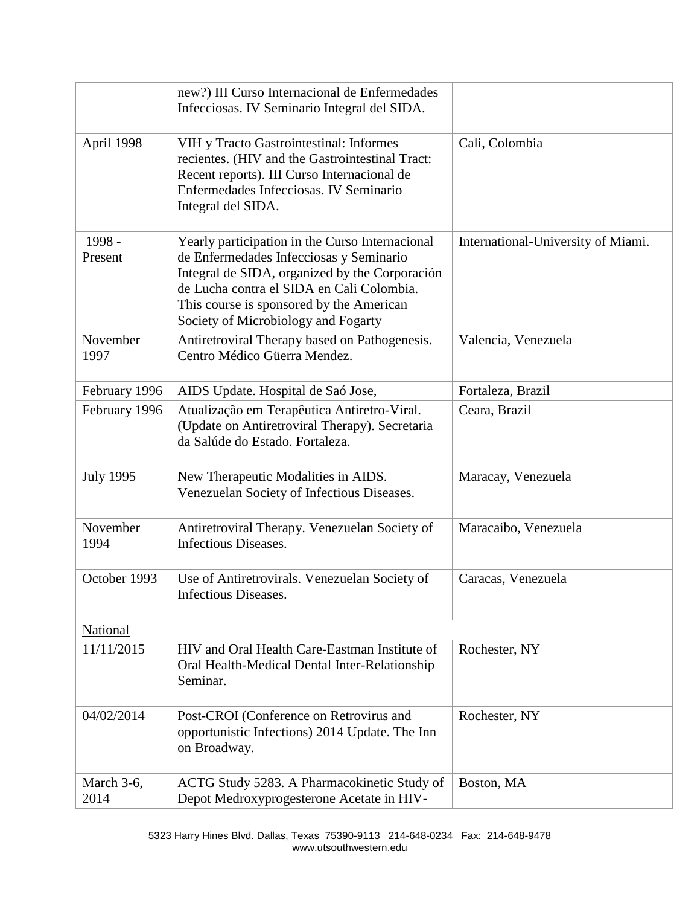| | | |
|---|---|---|
| | new?) III Curso Internacional de Enfermedades Infecciosas. IV Seminario Integral del SIDA. | |
| April 1998 | VIH y Tracto Gastrointestinal: Informes recientes. (HIV and the Gastrointestinal Tract: Recent reports). III Curso Internacional de Enfermedades Infecciosas. IV Seminario Integral del SIDA. | Cali, Colombia |
| 1998 - Present | Yearly participation in the Curso Internacional de Enfermedades Infecciosas y Seminario Integral de SIDA, organized by the Corporación de Lucha contra el SIDA en Cali Colombia. This course is sponsored by the American Society of Microbiology and Fogarty | International-University of Miami. |
| November 1997 | Antiretroviral Therapy based on Pathogenesis. Centro Médico Güerra Mendez. | Valencia, Venezuela |
| February 1996 | AIDS Update. Hospital de Saó Jose, | Fortaleza, Brazil |
| February 1996 | Atualização em Terapêutica Antiretro-Viral. (Update on Antiretroviral Therapy). Secretaria da Salúde do Estado. Fortaleza. | Ceara, Brazil |
| July 1995 | New Therapeutic Modalities in AIDS. Venezuelan Society of Infectious Diseases. | Maracay, Venezuela |
| November 1994 | Antiretroviral Therapy. Venezuelan Society of Infectious Diseases. | Maracaibo, Venezuela |
| October 1993 | Use of Antiretrovirals. Venezuelan Society of Infectious Diseases. | Caracas, Venezuela |
| National | | |
| 11/11/2015 | HIV and Oral Health Care-Eastman Institute of Oral Health-Medical Dental Inter-Relationship Seminar. | Rochester, NY |
| 04/02/2014 | Post-CROI (Conference on Retrovirus and opportunistic Infections) 2014 Update. The Inn on Broadway. | Rochester, NY |
| March 3-6, 2014 | ACTG Study 5283. A Pharmacokinetic Study of Depot Medroxyprogesterone Acetate in HIV- | Boston, MA |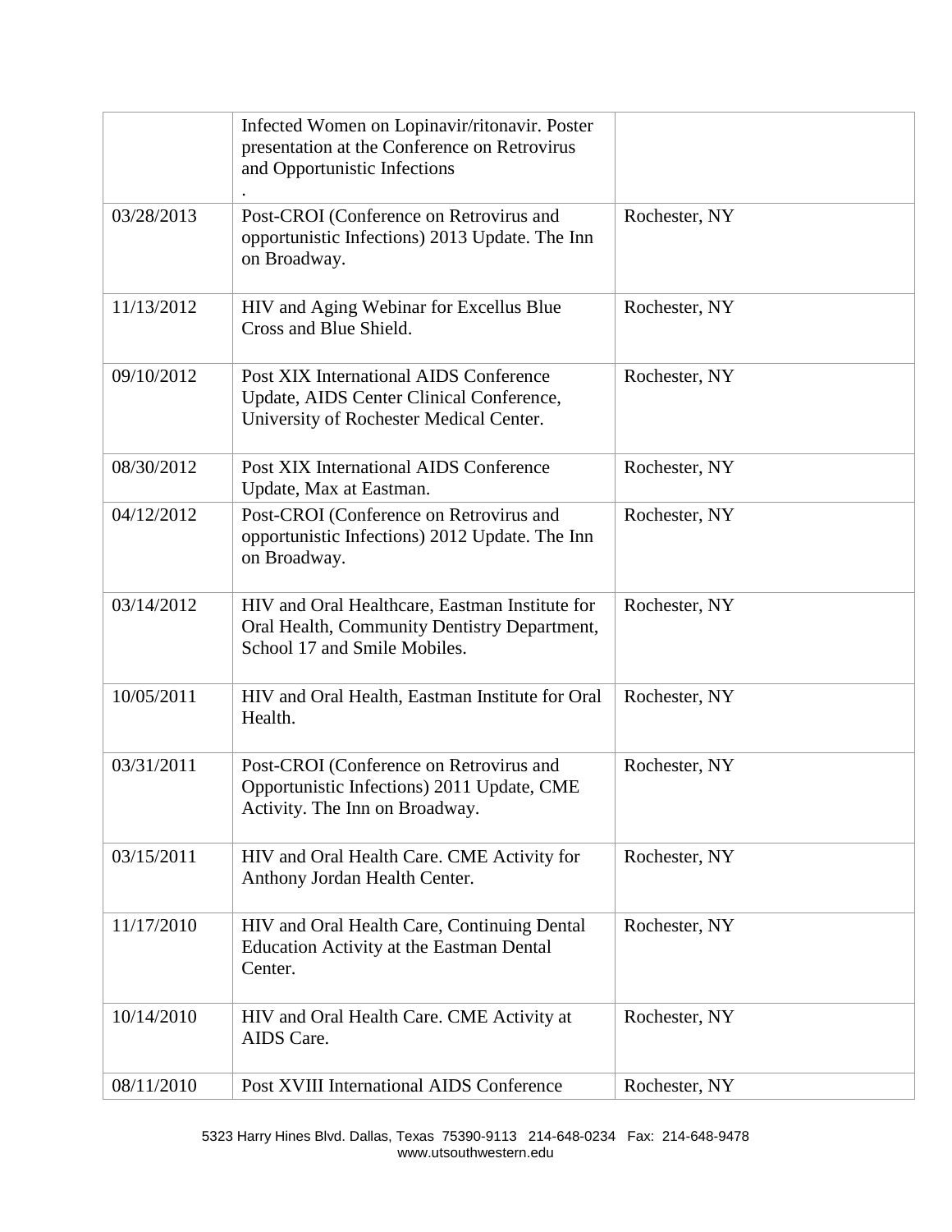| | | |
|---|---|---|
| | Infected Women on Lopinavir/ritonavir. Poster presentation at the Conference on Retrovirus and Opportunistic Infections . | |
| 03/28/2013 | Post-CROI (Conference on Retrovirus and opportunistic Infections) 2013 Update. The Inn on Broadway. | Rochester, NY |
| 11/13/2012 | HIV and Aging Webinar for Excellus Blue Cross and Blue Shield. | Rochester, NY |
| 09/10/2012 | Post XIX International AIDS Conference Update, AIDS Center Clinical Conference, University of Rochester Medical Center. | Rochester, NY |
| 08/30/2012 | Post XIX International AIDS Conference Update, Max at Eastman. | Rochester, NY |
| 04/12/2012 | Post-CROI (Conference on Retrovirus and opportunistic Infections) 2012 Update. The Inn on Broadway. | Rochester, NY |
| 03/14/2012 | HIV and Oral Healthcare, Eastman Institute for Oral Health, Community Dentistry Department, School 17 and Smile Mobiles. | Rochester, NY |
| 10/05/2011 | HIV and Oral Health, Eastman Institute for Oral Health. | Rochester, NY |
| 03/31/2011 | Post-CROI (Conference on Retrovirus and Opportunistic Infections) 2011 Update, CME Activity. The Inn on Broadway. | Rochester, NY |
| 03/15/2011 | HIV and Oral Health Care. CME Activity for Anthony Jordan Health Center. | Rochester, NY |
| 11/17/2010 | HIV and Oral Health Care, Continuing Dental Education Activity at the Eastman Dental Center. | Rochester, NY |
| 10/14/2010 | HIV and Oral Health Care. CME Activity at AIDS Care. | Rochester, NY |
| 08/11/2010 | Post XVIII International AIDS Conference | Rochester, NY |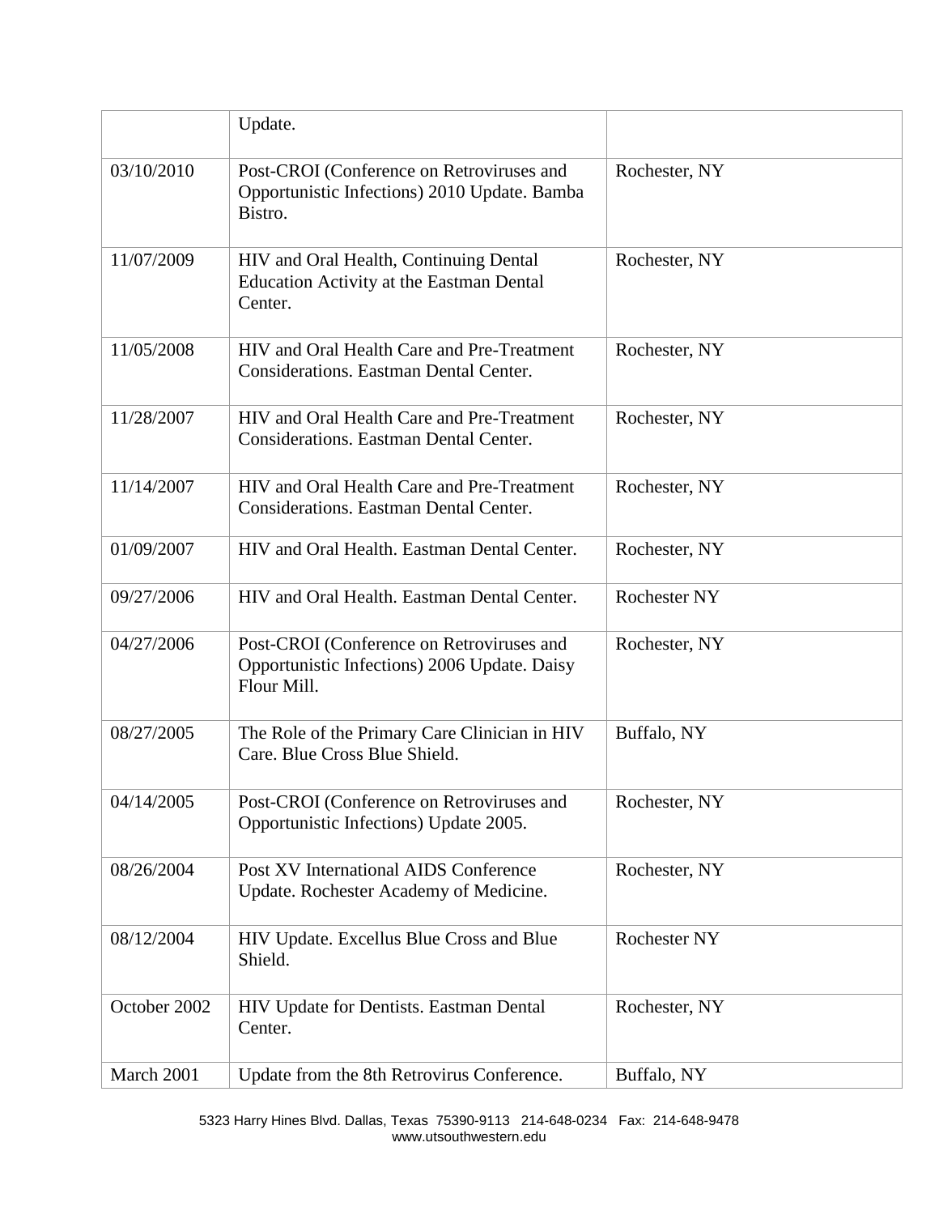|  |  |  |
|---|---|---|
|  | Update. |  |
| 03/10/2010 | Post-CROI (Conference on Retroviruses and Opportunistic Infections) 2010 Update. Bamba Bistro. | Rochester, NY |
| 11/07/2009 | HIV and Oral Health, Continuing Dental Education Activity at the Eastman Dental Center. | Rochester, NY |
| 11/05/2008 | HIV and Oral Health Care and Pre-Treatment Considerations. Eastman Dental Center. | Rochester, NY |
| 11/28/2007 | HIV and Oral Health Care and Pre-Treatment Considerations. Eastman Dental Center. | Rochester, NY |
| 11/14/2007 | HIV and Oral Health Care and Pre-Treatment Considerations. Eastman Dental Center. | Rochester, NY |
| 01/09/2007 | HIV and Oral Health. Eastman Dental Center. | Rochester, NY |
| 09/27/2006 | HIV and Oral Health. Eastman Dental Center. | Rochester NY |
| 04/27/2006 | Post-CROI (Conference on Retroviruses and Opportunistic Infections) 2006 Update. Daisy Flour Mill. | Rochester, NY |
| 08/27/2005 | The Role of the Primary Care Clinician in HIV Care. Blue Cross Blue Shield. | Buffalo, NY |
| 04/14/2005 | Post-CROI (Conference on Retroviruses and Opportunistic Infections) Update 2005. | Rochester, NY |
| 08/26/2004 | Post XV International AIDS Conference Update. Rochester Academy of Medicine. | Rochester, NY |
| 08/12/2004 | HIV Update. Excellus Blue Cross and Blue Shield. | Rochester NY |
| October 2002 | HIV Update for Dentists. Eastman Dental Center. | Rochester, NY |
| March 2001 | Update from the 8th Retrovirus Conference. | Buffalo, NY |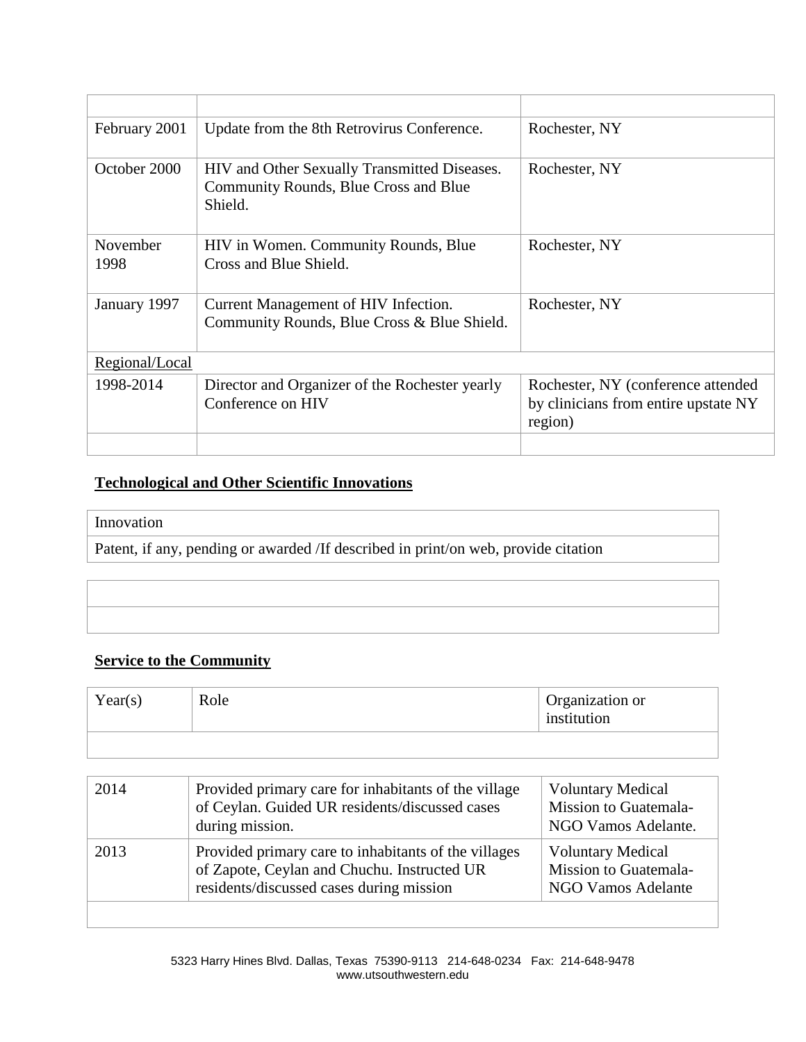| | | |
|---|---|---|
| February 2001 | Update from the 8th Retrovirus Conference. | Rochester, NY |
| October 2000 | HIV and Other Sexually Transmitted Diseases. Community Rounds, Blue Cross and Blue Shield. | Rochester, NY |
| November 1998 | HIV in Women. Community Rounds, Blue Cross and Blue Shield. | Rochester, NY |
| January 1997 | Current Management of HIV Infection. Community Rounds, Blue Cross & Blue Shield. | Rochester, NY |
| Regional/Local | | |
| 1998-2014 | Director and Organizer of the Rochester yearly Conference on HIV | Rochester, NY (conference attended by clinicians from entire upstate NY region) |
| | | |

## Technological and Other Scientific Innovations

| Innovation |
|---|
| Patent, if any, pending or awarded /If described in print/on web, provide citation |
| |
| |

## Service to the Community

| Year(s) | Role | Organization or institution |
|---|---|---|
| | | |
| 2014 | Provided primary care for inhabitants of the village of Ceylan. Guided UR residents/discussed cases during mission. | Voluntary Medical Mission to Guatemala-NGO Vamos Adelante. |
| 2013 | Provided primary care to inhabitants of the villages of Zapote, Ceylan and Chuchu. Instructed UR residents/discussed cases during mission | Voluntary Medical Mission to Guatemala-NGO Vamos Adelante |
| | | |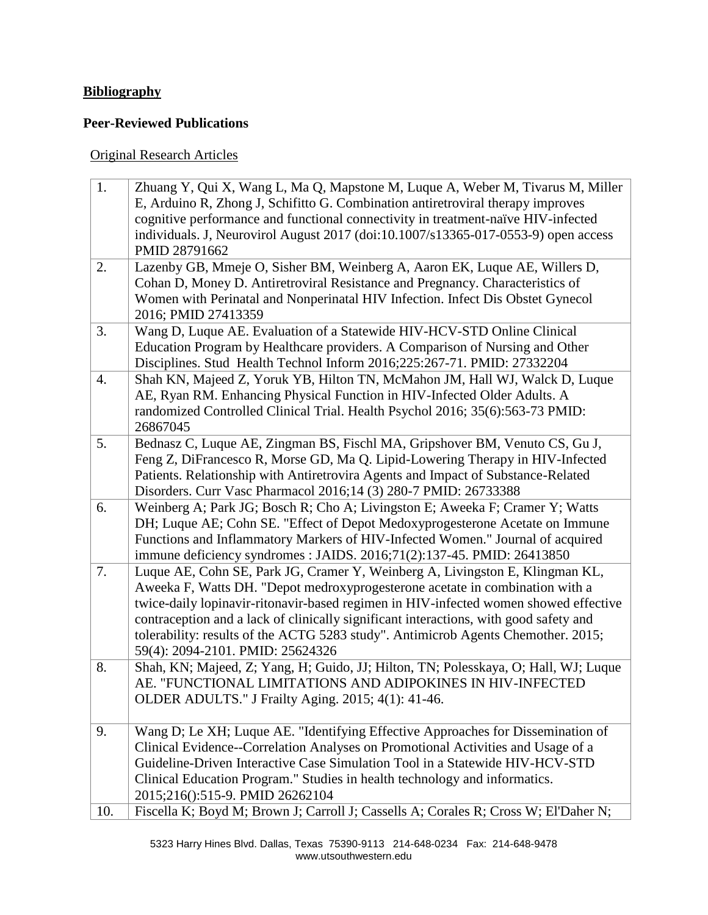**Bibliography**

**Peer-Reviewed Publications**

Original Research Articles

| | |
|---|---|
| 1. | Zhuang Y, Qui X, Wang L, Ma Q, Mapstone M, Luque A, Weber M, Tivarus M, Miller E, Arduino R, Zhong J, Schifitto G. Combination antiretroviral therapy improves cognitive performance and functional connectivity in treatment-naïve HIV-infected individuals. J, Neurovirol August 2017 (doi:10.1007/s13365-017-0553-9) open access PMID 28791662 |
| 2. | Lazenby GB, Mmeje O, Sisher BM, Weinberg A, Aaron EK, Luque AE, Willers D, Cohan D, Money D. Antiretroviral Resistance and Pregnancy. Characteristics of Women with Perinatal and Nonperinatal HIV Infection. Infect Dis Obstet Gynecol 2016; PMID 27413359 |
| 3. | Wang D, Luque AE. Evaluation of a Statewide HIV-HCV-STD Online Clinical Education Program by Healthcare providers. A Comparison of Nursing and Other Disciplines. Stud Health Technol Inform 2016;225:267-71. PMID: 27332204 |
| 4. | Shah KN, Majeed Z, Yoruk YB, Hilton TN, McMahon JM, Hall WJ, Walck D, Luque AE, Ryan RM. Enhancing Physical Function in HIV-Infected Older Adults. A randomized Controlled Clinical Trial. Health Psychol 2016; 35(6):563-73 PMID: 26867045 |
| 5. | Bednasz C, Luque AE, Zingman BS, Fischl MA, Gripshover BM, Venuto CS, Gu J, Feng Z, DiFrancesco R, Morse GD, Ma Q. Lipid-Lowering Therapy in HIV-Infected Patients. Relationship with Antiretrovira Agents and Impact of Substance-Related Disorders. Curr Vasc Pharmacol 2016;14 (3) 280-7 PMID: 26733388 |
| 6. | Weinberg A; Park JG; Bosch R; Cho A; Livingston E; Aweeka F; Cramer Y; Watts DH; Luque AE; Cohn SE. "Effect of Depot Medoxyprogesterone Acetate on Immune Functions and Inflammatory Markers of HIV-Infected Women." Journal of acquired immune deficiency syndromes : JAIDS. 2016;71(2):137-45. PMID: 26413850 |
| 7. | Luque AE, Cohn SE, Park JG, Cramer Y, Weinberg A, Livingston E, Klingman KL, Aweeka F, Watts DH. "Depot medroxyprogesterone acetate in combination with a twice-daily lopinavir-ritonavir-based regimen in HIV-infected women showed effective contraception and a lack of clinically significant interactions, with good safety and tolerability: results of the ACTG 5283 study". Antimicrob Agents Chemother. 2015; 59(4): 2094-2101. PMID: 25624326 |
| 8. | Shah, KN; Majeed, Z; Yang, H; Guido, JJ; Hilton, TN; Polesskaya, O; Hall, WJ; Luque AE. "FUNCTIONAL LIMITATIONS AND ADIPOKINES IN HIV-INFECTED OLDER ADULTS." J Frailty Aging. 2015; 4(1): 41-46. |
| 9. | Wang D; Le XH; Luque AE. "Identifying Effective Approaches for Dissemination of Clinical Evidence--Correlation Analyses on Promotional Activities and Usage of a Guideline-Driven Interactive Case Simulation Tool in a Statewide HIV-HCV-STD Clinical Education Program." Studies in health technology and informatics. 2015;216():515-9. PMID 26262104 |
| 10. | Fiscella K; Boyd M; Brown J; Carroll J; Cassells A; Corales R; Cross W; El'Daher N; |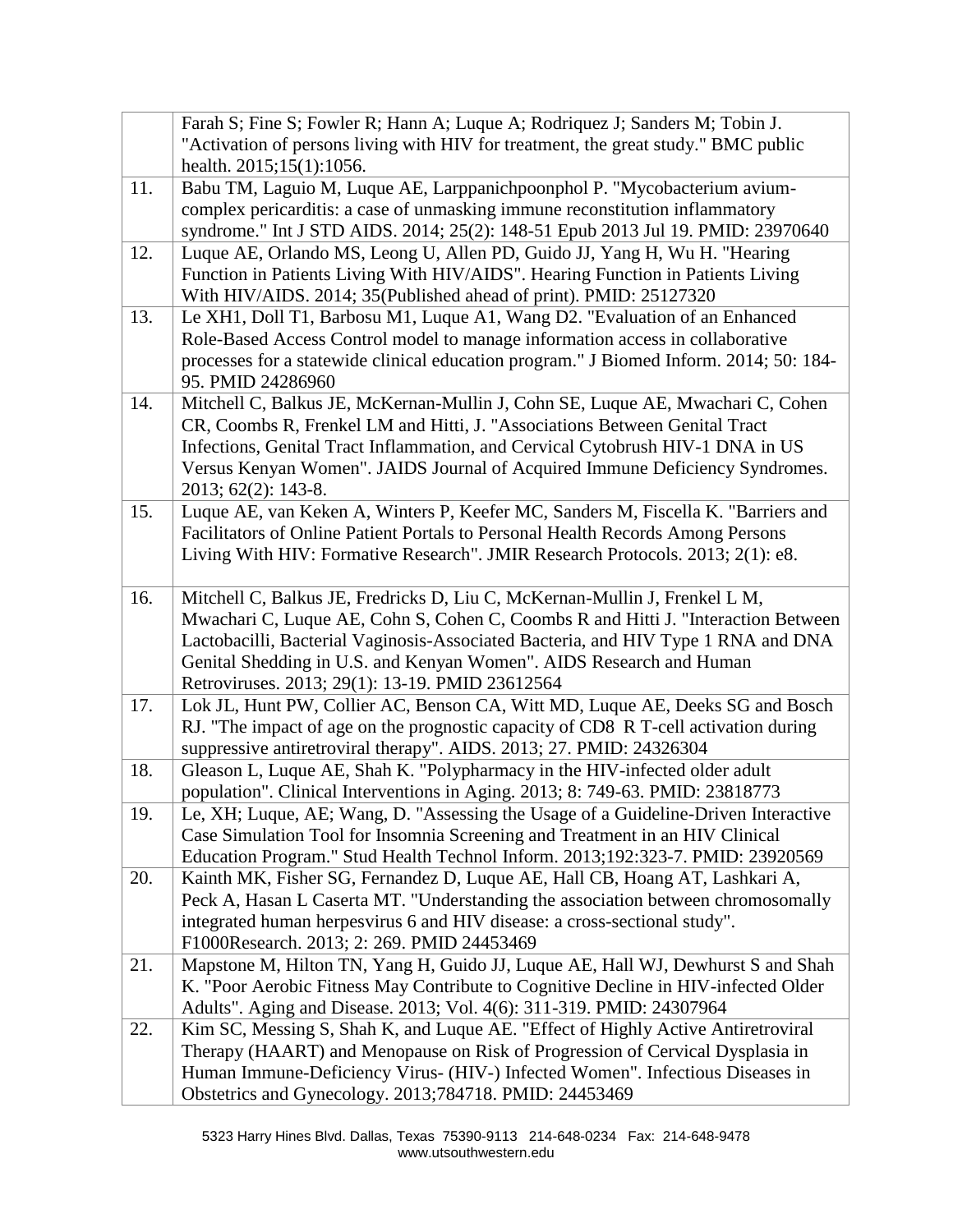| | |
|---|---|
| | Farah S; Fine S; Fowler R; Hann A; Luque A; Rodriquez J; Sanders M; Tobin J. "Activation of persons living with HIV for treatment, the great study." BMC public health. 2015;15(1):1056. |
| 11. | Babu TM, Laguio M, Luque AE, Larppanichpoonphol P. "Mycobacterium avium-complex pericarditis: a case of unmasking immune reconstitution inflammatory syndrome." Int J STD AIDS. 2014; 25(2): 148-51 Epub 2013 Jul 19. PMID: 23970640 |
| 12. | Luque AE, Orlando MS, Leong U, Allen PD, Guido JJ, Yang H, Wu H. "Hearing Function in Patients Living With HIV/AIDS". Hearing Function in Patients Living With HIV/AIDS. 2014; 35(Published ahead of print). PMID: 25127320 |
| 13. | Le XH1, Doll T1, Barbosu M1, Luque A1, Wang D2. "Evaluation of an Enhanced Role-Based Access Control model to manage information access in collaborative processes for a statewide clinical education program." J Biomed Inform. 2014; 50: 184-95. PMID 24286960 |
| 14. | Mitchell C, Balkus JE, McKernan-Mullin J, Cohn SE, Luque AE, Mwachari C, Cohen CR, Coombs R, Frenkel LM and Hitti, J. "Associations Between Genital Tract Infections, Genital Tract Inflammation, and Cervical Cytobrush HIV-1 DNA in US Versus Kenyan Women". JAIDS Journal of Acquired Immune Deficiency Syndromes. 2013; 62(2): 143-8. |
| 15. | Luque AE, van Keken A, Winters P, Keefer MC, Sanders M, Fiscella K. "Barriers and Facilitators of Online Patient Portals to Personal Health Records Among Persons Living With HIV: Formative Research". JMIR Research Protocols. 2013; 2(1): e8. |
| 16. | Mitchell C, Balkus JE, Fredricks D, Liu C, McKernan-Mullin J, Frenkel L M, Mwachari C, Luque AE, Cohn S, Cohen C, Coombs R and Hitti J. "Interaction Between Lactobacilli, Bacterial Vaginosis-Associated Bacteria, and HIV Type 1 RNA and DNA Genital Shedding in U.S. and Kenyan Women". AIDS Research and Human Retroviruses. 2013; 29(1): 13-19. PMID 23612564 |
| 17. | Lok JL, Hunt PW, Collier AC, Benson CA, Witt MD, Luque AE, Deeks SG and Bosch RJ. "The impact of age on the prognostic capacity of CD8 R T-cell activation during suppressive antiretroviral therapy". AIDS. 2013; 27. PMID: 24326304 |
| 18. | Gleason L, Luque AE, Shah K. "Polypharmacy in the HIV-infected older adult population". Clinical Interventions in Aging. 2013; 8: 749-63. PMID: 23818773 |
| 19. | Le, XH; Luque, AE; Wang, D. "Assessing the Usage of a Guideline-Driven Interactive Case Simulation Tool for Insomnia Screening and Treatment in an HIV Clinical Education Program." Stud Health Technol Inform. 2013;192:323-7. PMID: 23920569 |
| 20. | Kainth MK, Fisher SG, Fernandez D, Luque AE, Hall CB, Hoang AT, Lashkari A, Peck A, Hasan L Caserta MT. "Understanding the association between chromosomally integrated human herpesvirus 6 and HIV disease: a cross-sectional study". F1000Research. 2013; 2: 269. PMID 24453469 |
| 21. | Mapstone M, Hilton TN, Yang H, Guido JJ, Luque AE, Hall WJ, Dewhurst S and Shah K. "Poor Aerobic Fitness May Contribute to Cognitive Decline in HIV-infected Older Adults". Aging and Disease. 2013; Vol. 4(6): 311-319. PMID: 24307964 |
| 22. | Kim SC, Messing S, Shah K, and Luque AE. "Effect of Highly Active Antiretroviral Therapy (HAART) and Menopause on Risk of Progression of Cervical Dysplasia in Human Immune-Deficiency Virus- (HIV-) Infected Women". Infectious Diseases in Obstetrics and Gynecology. 2013;784718. PMID: 24453469 |

5323 Harry Hines Blvd. Dallas, Texas 75390-9113 214-648-0234 Fax: 214-648-9478
www.utsouthwestern.edu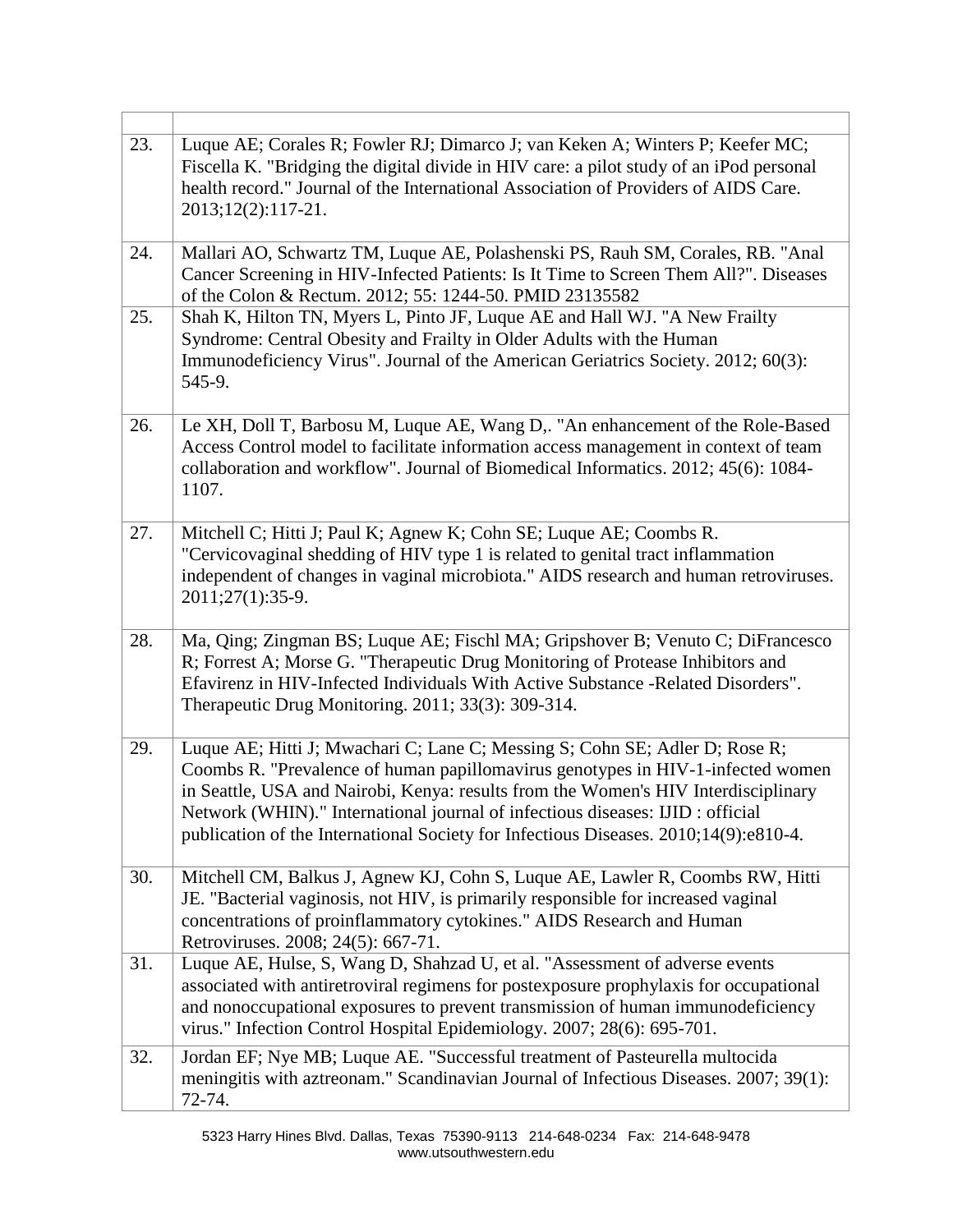| | |
|---|---|
| 23. | Luque AE; Corales R; Fowler RJ; Dimarco J; van Keken A; Winters P; Keefer MC; Fiscella K. "Bridging the digital divide in HIV care: a pilot study of an iPod personal health record." Journal of the International Association of Providers of AIDS Care. 2013;12(2):117-21. |
| 24. | Mallari AO, Schwartz TM, Luque AE, Polashenski PS, Rauh SM, Corales, RB. "Anal Cancer Screening in HIV-Infected Patients: Is It Time to Screen Them All?". Diseases of the Colon & Rectum. 2012; 55: 1244-50. PMID 23135582 |
| 25. | Shah K, Hilton TN, Myers L, Pinto JF, Luque AE and Hall WJ. "A New Frailty Syndrome: Central Obesity and Frailty in Older Adults with the Human Immunodeficiency Virus". Journal of the American Geriatrics Society. 2012; 60(3): 545-9. |
| 26. | Le XH, Doll T, Barbosu M, Luque AE, Wang D,. "An enhancement of the Role-Based Access Control model to facilitate information access management in context of team collaboration and workflow". Journal of Biomedical Informatics. 2012; 45(6): 1084-1107. |
| 27. | Mitchell C; Hitti J; Paul K; Agnew K; Cohn SE; Luque AE; Coombs R. "Cervicovaginal shedding of HIV type 1 is related to genital tract inflammation independent of changes in vaginal microbiota." AIDS research and human retroviruses. 2011;27(1):35-9. |
| 28. | Ma, Qing; Zingman BS; Luque AE; Fischl MA; Gripshover B; Venuto C; DiFrancesco R; Forrest A; Morse G. "Therapeutic Drug Monitoring of Protease Inhibitors and Efavirenz in HIV-Infected Individuals With Active Substance -Related Disorders". Therapeutic Drug Monitoring. 2011; 33(3): 309-314. |
| 29. | Luque AE; Hitti J; Mwachari C; Lane C; Messing S; Cohn SE; Adler D; Rose R; Coombs R. "Prevalence of human papillomavirus genotypes in HIV-1-infected women in Seattle, USA and Nairobi, Kenya: results from the Women's HIV Interdisciplinary Network (WHIN)." International journal of infectious diseases: IJID : official publication of the International Society for Infectious Diseases. 2010;14(9):e810-4. |
| 30. | Mitchell CM, Balkus J, Agnew KJ, Cohn S, Luque AE, Lawler R, Coombs RW, Hitti JE. "Bacterial vaginosis, not HIV, is primarily responsible for increased vaginal concentrations of proinflammatory cytokines." AIDS Research and Human Retroviruses. 2008; 24(5): 667-71. |
| 31. | Luque AE, Hulse, S, Wang D, Shahzad U, et al. "Assessment of adverse events associated with antiretroviral regimens for postexposure prophylaxis for occupational and nonoccupational exposures to prevent transmission of human immunodeficiency virus." Infection Control Hospital Epidemiology. 2007; 28(6): 695-701. |
| 32. | Jordan EF; Nye MB; Luque AE. "Successful treatment of Pasteurella multocida meningitis with aztreonam." Scandinavian Journal of Infectious Diseases. 2007; 39(1): 72-74. |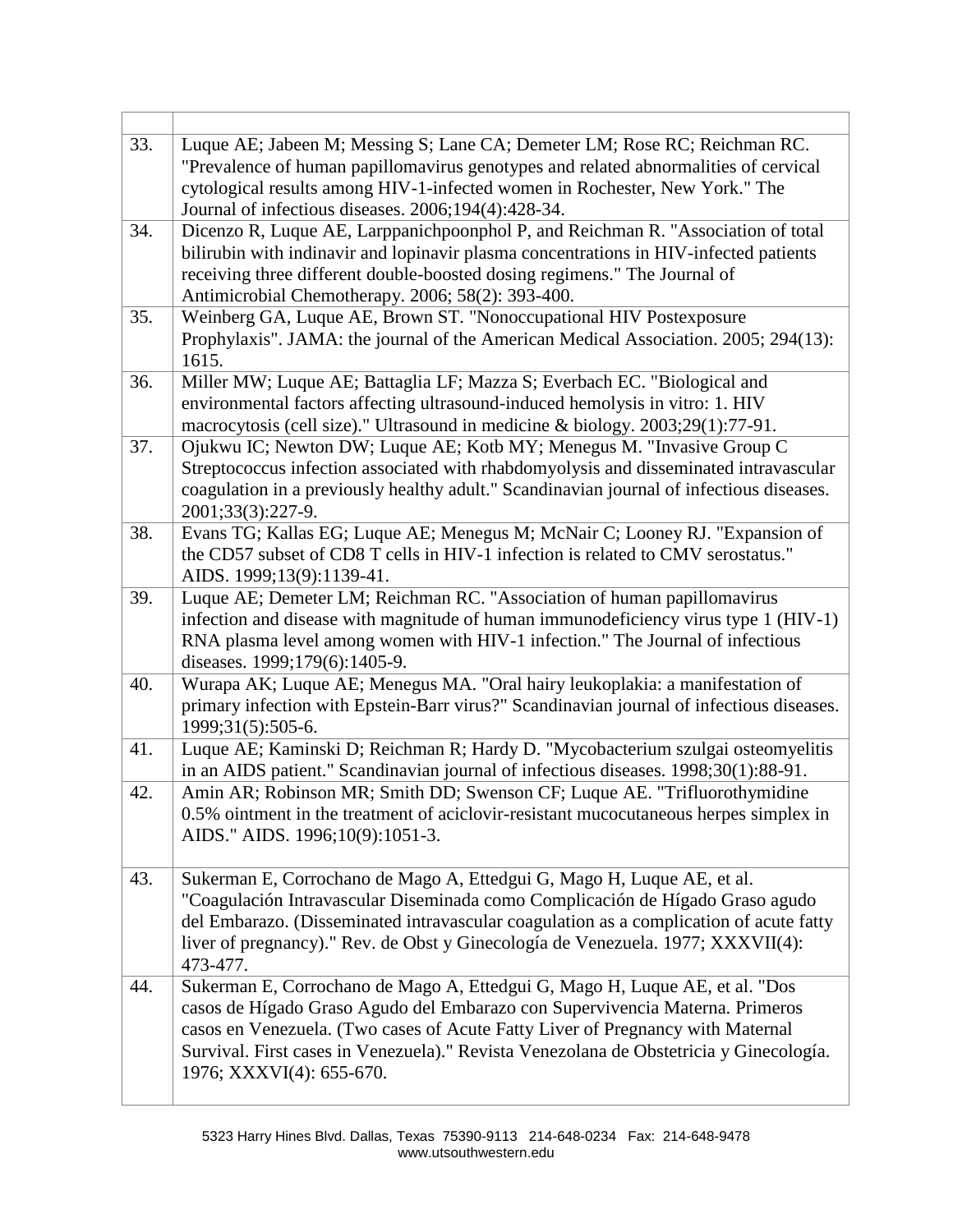| | |
|---|---|
| 33. | Luque AE; Jabeen M; Messing S; Lane CA; Demeter LM; Rose RC; Reichman RC. "Prevalence of human papillomavirus genotypes and related abnormalities of cervical cytological results among HIV-1-infected women in Rochester, New York." The Journal of infectious diseases. 2006;194(4):428-34. |
| 34. | Dicenzo R, Luque AE, Larppanichpoonphol P, and Reichman R. "Association of total bilirubin with indinavir and lopinavir plasma concentrations in HIV-infected patients receiving three different double-boosted dosing regimens." The Journal of Antimicrobial Chemotherapy. 2006; 58(2): 393-400. |
| 35. | Weinberg GA, Luque AE, Brown ST. "Nonoccupational HIV Postexposure Prophylaxis". JAMA: the journal of the American Medical Association. 2005; 294(13): 1615. |
| 36. | Miller MW; Luque AE; Battaglia LF; Mazza S; Everbach EC. "Biological and environmental factors affecting ultrasound-induced hemolysis in vitro: 1. HIV macrocytosis (cell size)." Ultrasound in medicine & biology. 2003;29(1):77-91. |
| 37. | Ojukwu IC; Newton DW; Luque AE; Kotb MY; Menegus M. "Invasive Group C Streptococcus infection associated with rhabdomyolysis and disseminated intravascular coagulation in a previously healthy adult." Scandinavian journal of infectious diseases. 2001;33(3):227-9. |
| 38. | Evans TG; Kallas EG; Luque AE; Menegus M; McNair C; Looney RJ. "Expansion of the CD57 subset of CD8 T cells in HIV-1 infection is related to CMV serostatus." AIDS. 1999;13(9):1139-41. |
| 39. | Luque AE; Demeter LM; Reichman RC. "Association of human papillomavirus infection and disease with magnitude of human immunodeficiency virus type 1 (HIV-1) RNA plasma level among women with HIV-1 infection." The Journal of infectious diseases. 1999;179(6):1405-9. |
| 40. | Wurapa AK; Luque AE; Menegus MA. "Oral hairy leukoplakia: a manifestation of primary infection with Epstein-Barr virus?" Scandinavian journal of infectious diseases. 1999;31(5):505-6. |
| 41. | Luque AE; Kaminski D; Reichman R; Hardy D. "Mycobacterium szulgai osteomyelitis in an AIDS patient." Scandinavian journal of infectious diseases. 1998;30(1):88-91. |
| 42. | Amin AR; Robinson MR; Smith DD; Swenson CF; Luque AE. "Trifluorothymidine 0.5% ointment in the treatment of aciclovir-resistant mucocutaneous herpes simplex in AIDS." AIDS. 1996;10(9):1051-3. |
| 43. | Sukerman E, Corrochano de Mago A, Ettedgui G, Mago H, Luque AE, et al. "Coagulación Intravascular Diseminada como Complicación de Hígado Graso agudo del Embarazo. (Disseminated intravascular coagulation as a complication of acute fatty liver of pregnancy)." Rev. de Obst y Ginecología de Venezuela. 1977; XXXVII(4): 473-477. |
| 44. | Sukerman E, Corrochano de Mago A, Ettedgui G, Mago H, Luque AE, et al. "Dos casos de Hígado Graso Agudo del Embarazo con Supervivencia Materna. Primeros casos en Venezuela. (Two cases of Acute Fatty Liver of Pregnancy with Maternal Survival. First cases in Venezuela)." Revista Venezolana de Obstetricia y Ginecología. 1976; XXXVI(4): 655-670. |

5323 Harry Hines Blvd. Dallas, Texas 75390-9113 214-648-0234 Fax: 214-648-9478
www.utsouthwestern.edu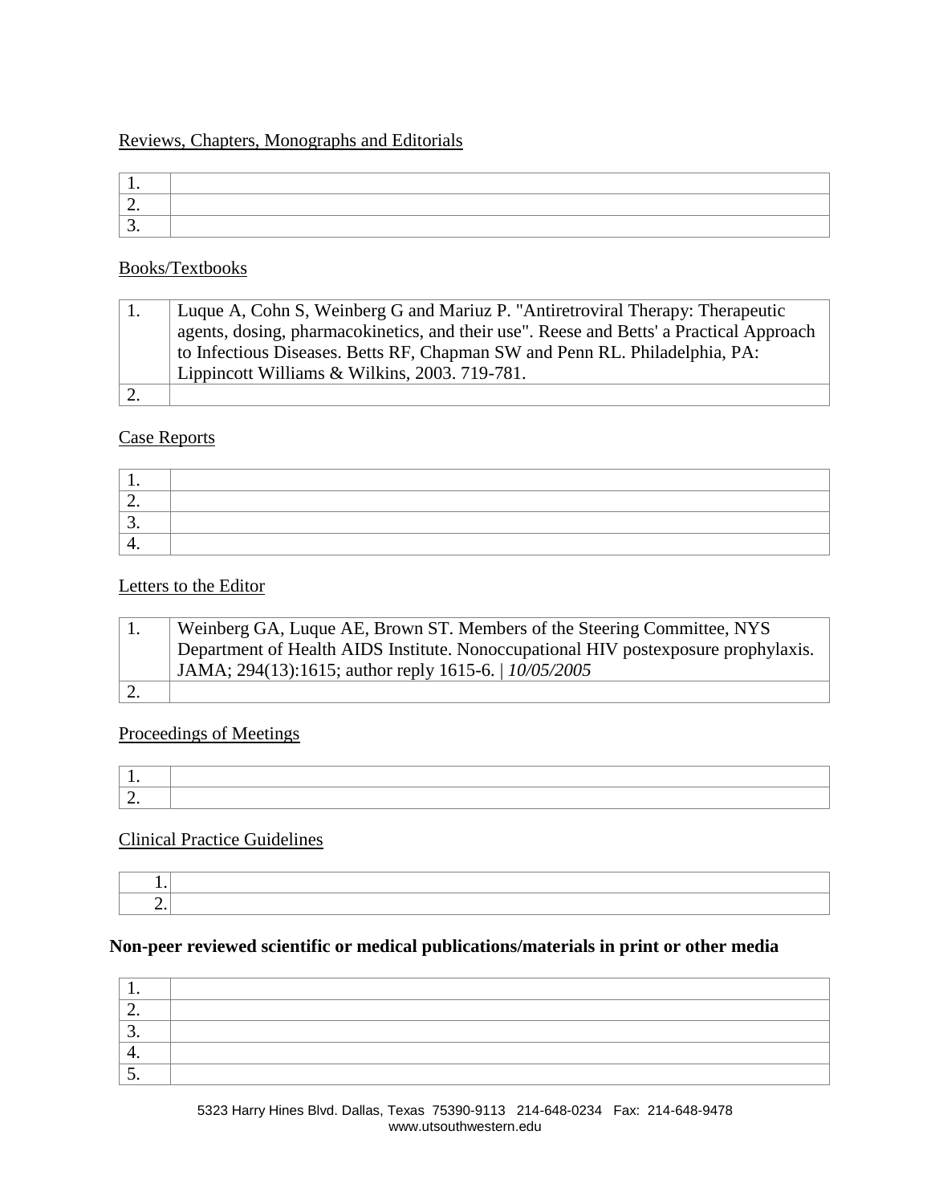Reviews, Chapters, Monographs and Editorials

| | |
|---|---|
| 1. | |
| 2. | |
| 3. | |

Books/Textbooks

| | |
|---|---|
| 1. | Luque A, Cohn S, Weinberg G and Mariuz P. "Antiretroviral Therapy: Therapeutic agents, dosing, pharmacokinetics, and their use". Reese and Betts' a Practical Approach to Infectious Diseases. Betts RF, Chapman SW and Penn RL. Philadelphia, PA: Lippincott Williams & Wilkins, 2003. 719-781. |
| 2. | |

Case Reports

| | |
|---|---|
| 1. | |
| 2. | |
| 3. | |
| 4. | |

Letters to the Editor

| | |
|---|---|
| 1. | Weinberg GA, Luque AE, Brown ST. Members of the Steering Committee, NYS Department of Health AIDS Institute. Nonoccupational HIV postexposure prophylaxis. JAMA; 294(13):1615; author reply 1615-6. \| *10/05/2005* |
| 2. | |

Proceedings of Meetings

| | |
|---|---|
| 1. | |
| 2. | |

Clinical Practice Guidelines

| | |
|---|---|
| 1. | |
| 2. | |

**Non-peer reviewed scientific or medical publications/materials in print or other media**

| | |
|---|---|
| 1. | |
| 2. | |
| 3. | |
| 4. | |
| 5. | |

5323 Harry Hines Blvd. Dallas, Texas 75390-9113 214-648-0234 Fax: 214-648-9478
www.utsouthwestern.edu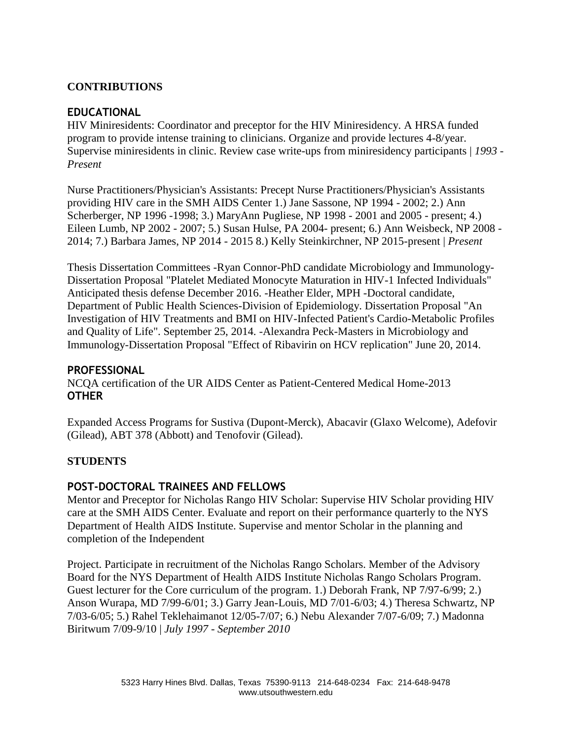## CONTRIBUTIONS

### EDUCATIONAL

HIV Miniresidents: Coordinator and preceptor for the HIV Miniresidency. A HRSA funded program to provide intense training to clinicians. Organize and provide lectures 4-8/year. Supervise miniresidents in clinic. Review case write-ups from miniresidency participants | *1993 - Present*

Nurse Practitioners/Physician's Assistants: Precept Nurse Practitioners/Physician's Assistants providing HIV care in the SMH AIDS Center 1.) Jane Sassone, NP 1994 - 2002; 2.) Ann Scherberger, NP 1996 -1998; 3.) MaryAnn Pugliese, NP 1998 - 2001 and 2005 - present; 4.) Eileen Lumb, NP 2002 - 2007; 5.) Susan Hulse, PA 2004- present; 6.) Ann Weisbeck, NP 2008 - 2014; 7.) Barbara James, NP 2014 - 2015 8.) Kelly Steinkirchner, NP 2015-present | *Present*

Thesis Dissertation Committees -Ryan Connor-PhD candidate Microbiology and Immunology-Dissertation Proposal "Platelet Mediated Monocyte Maturation in HIV-1 Infected Individuals" Anticipated thesis defense December 2016. -Heather Elder, MPH -Doctoral candidate, Department of Public Health Sciences-Division of Epidemiology. Dissertation Proposal "An Investigation of HIV Treatments and BMI on HIV-Infected Patient's Cardio-Metabolic Profiles and Quality of Life". September 25, 2014. -Alexandra Peck-Masters in Microbiology and Immunology-Dissertation Proposal "Effect of Ribavirin on HCV replication" June 20, 2014.

### PROFESSIONAL

NCQA certification of the UR AIDS Center as Patient-Centered Medical Home-2013

### OTHER

Expanded Access Programs for Sustiva (Dupont-Merck), Abacavir (Glaxo Welcome), Adefovir (Gilead), ABT 378 (Abbott) and Tenofovir (Gilead).

## STUDENTS

### POST-DOCTORAL TRAINEES AND FELLOWS

Mentor and Preceptor for Nicholas Rango HIV Scholar: Supervise HIV Scholar providing HIV care at the SMH AIDS Center. Evaluate and report on their performance quarterly to the NYS Department of Health AIDS Institute. Supervise and mentor Scholar in the planning and completion of the Independent

Project. Participate in recruitment of the Nicholas Rango Scholars. Member of the Advisory Board for the NYS Department of Health AIDS Institute Nicholas Rango Scholars Program. Guest lecturer for the Core curriculum of the program. 1.) Deborah Frank, NP 7/97-6/99; 2.) Anson Wurapa, MD 7/99-6/01; 3.) Garry Jean-Louis, MD 7/01-6/03; 4.) Theresa Schwartz, NP 7/03-6/05; 5.) Rahel Teklehaimanot 12/05-7/07; 6.) Nebu Alexander 7/07-6/09; 7.) Madonna Biritwum 7/09-9/10 | *July 1997 - September 2010*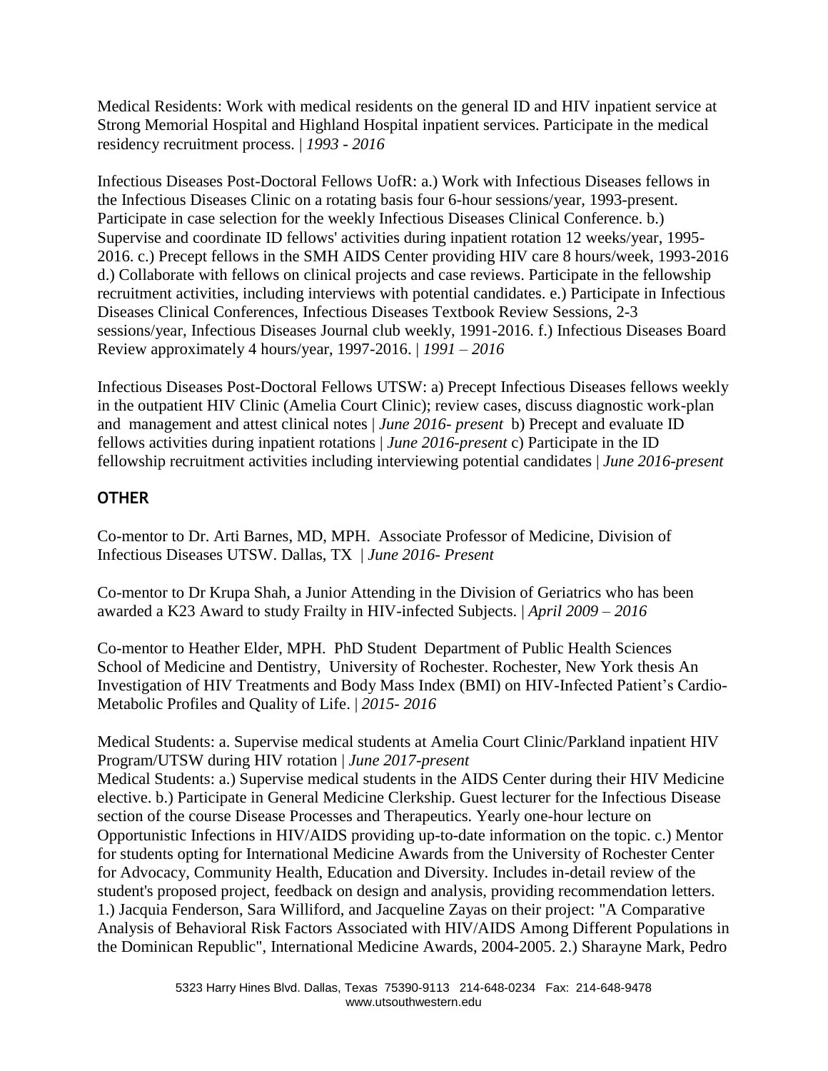Medical Residents: Work with medical residents on the general ID and HIV inpatient service at Strong Memorial Hospital and Highland Hospital inpatient services. Participate in the medical residency recruitment process. | *1993 - 2016*

Infectious Diseases Post-Doctoral Fellows UofR: a.) Work with Infectious Diseases fellows in the Infectious Diseases Clinic on a rotating basis four 6-hour sessions/year, 1993-present. Participate in case selection for the weekly Infectious Diseases Clinical Conference. b.) Supervise and coordinate ID fellows' activities during inpatient rotation 12 weeks/year, 1995-2016. c.) Precept fellows in the SMH AIDS Center providing HIV care 8 hours/week, 1993-2016 d.) Collaborate with fellows on clinical projects and case reviews. Participate in the fellowship recruitment activities, including interviews with potential candidates. e.) Participate in Infectious Diseases Clinical Conferences, Infectious Diseases Textbook Review Sessions, 2-3 sessions/year, Infectious Diseases Journal club weekly, 1991-2016. f.) Infectious Diseases Board Review approximately 4 hours/year, 1997-2016. | *1991 – 2016*

Infectious Diseases Post-Doctoral Fellows UTSW: a) Precept Infectious Diseases fellows weekly in the outpatient HIV Clinic (Amelia Court Clinic); review cases, discuss diagnostic work-plan and management and attest clinical notes | *June 2016- present* b) Precept and evaluate ID fellows activities during inpatient rotations | *June 2016-present* c) Participate in the ID fellowship recruitment activities including interviewing potential candidates | *June 2016-present*

## OTHER

Co-mentor to Dr. Arti Barnes, MD, MPH. Associate Professor of Medicine, Division of Infectious Diseases UTSW. Dallas, TX | *June 2016- Present*

Co-mentor to Dr Krupa Shah, a Junior Attending in the Division of Geriatrics who has been awarded a K23 Award to study Frailty in HIV-infected Subjects. | *April 2009 – 2016*

Co-mentor to Heather Elder, MPH. PhD Student Department of Public Health Sciences School of Medicine and Dentistry, University of Rochester. Rochester, New York thesis An Investigation of HIV Treatments and Body Mass Index (BMI) on HIV-Infected Patient's Cardio-Metabolic Profiles and Quality of Life. | *2015- 2016*

Medical Students: a. Supervise medical students at Amelia Court Clinic/Parkland inpatient HIV Program/UTSW during HIV rotation | *June 2017-present*

Medical Students: a.) Supervise medical students in the AIDS Center during their HIV Medicine elective. b.) Participate in General Medicine Clerkship. Guest lecturer for the Infectious Disease section of the course Disease Processes and Therapeutics. Yearly one-hour lecture on Opportunistic Infections in HIV/AIDS providing up-to-date information on the topic. c.) Mentor for students opting for International Medicine Awards from the University of Rochester Center for Advocacy, Community Health, Education and Diversity. Includes in-detail review of the student's proposed project, feedback on design and analysis, providing recommendation letters. 1.) Jacquia Fenderson, Sara Williford, and Jacqueline Zayas on their project: "A Comparative Analysis of Behavioral Risk Factors Associated with HIV/AIDS Among Different Populations in the Dominican Republic", International Medicine Awards, 2004-2005. 2.) Sharayne Mark, Pedro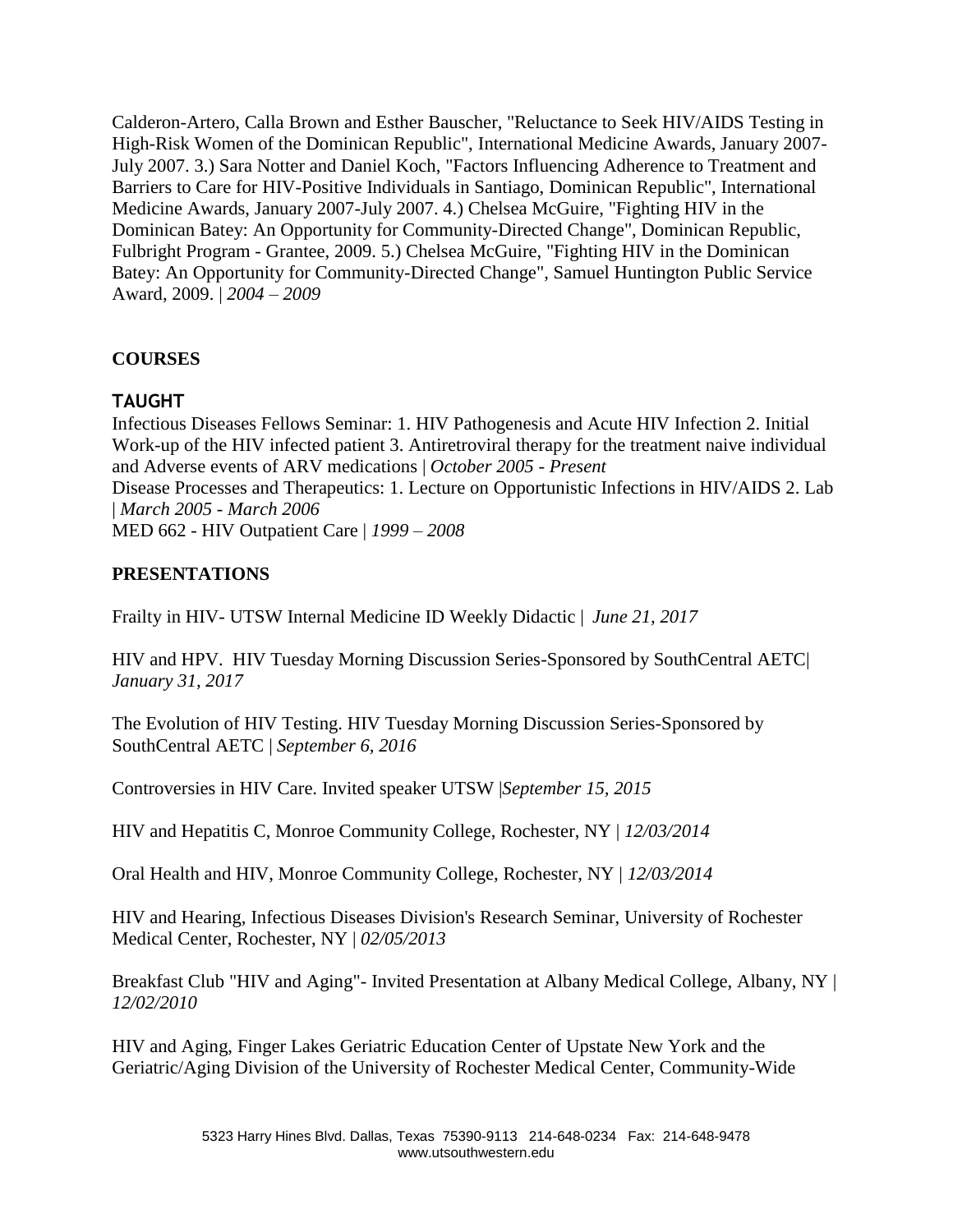Calderon-Artero, Calla Brown and Esther Bauscher, "Reluctance to Seek HIV/AIDS Testing in High-Risk Women of the Dominican Republic", International Medicine Awards, January 2007-July 2007. 3.) Sara Notter and Daniel Koch, "Factors Influencing Adherence to Treatment and Barriers to Care for HIV-Positive Individuals in Santiago, Dominican Republic", International Medicine Awards, January 2007-July 2007. 4.) Chelsea McGuire, "Fighting HIV in the Dominican Batey: An Opportunity for Community-Directed Change", Dominican Republic, Fulbright Program - Grantee, 2009. 5.) Chelsea McGuire, "Fighting HIV in the Dominican Batey: An Opportunity for Community-Directed Change", Samuel Huntington Public Service Award, 2009. | *2004 – 2009*

## COURSES

### TAUGHT

Infectious Diseases Fellows Seminar: 1. HIV Pathogenesis and Acute HIV Infection 2. Initial Work-up of the HIV infected patient 3. Antiretroviral therapy for the treatment naive individual and Adverse events of ARV medications | *October 2005 - Present*
Disease Processes and Therapeutics: 1. Lecture on Opportunistic Infections in HIV/AIDS 2. Lab | *March 2005 - March 2006*
MED 662 - HIV Outpatient Care | *1999 – 2008*

## PRESENTATIONS

Frailty in HIV- UTSW Internal Medicine ID Weekly Didactic | *June 21, 2017*

HIV and HPV. HIV Tuesday Morning Discussion Series-Sponsored by SouthCentral AETC| *January 31, 2017*

The Evolution of HIV Testing. HIV Tuesday Morning Discussion Series-Sponsored by SouthCentral AETC | *September 6, 2016*

Controversies in HIV Care. Invited speaker UTSW |*September 15, 2015*

HIV and Hepatitis C, Monroe Community College, Rochester, NY | *12/03/2014*

Oral Health and HIV, Monroe Community College, Rochester, NY | *12/03/2014*

HIV and Hearing, Infectious Diseases Division's Research Seminar, University of Rochester Medical Center, Rochester, NY | *02/05/2013*

Breakfast Club "HIV and Aging"- Invited Presentation at Albany Medical College, Albany, NY | *12/02/2010*

HIV and Aging, Finger Lakes Geriatric Education Center of Upstate New York and the Geriatric/Aging Division of the University of Rochester Medical Center, Community-Wide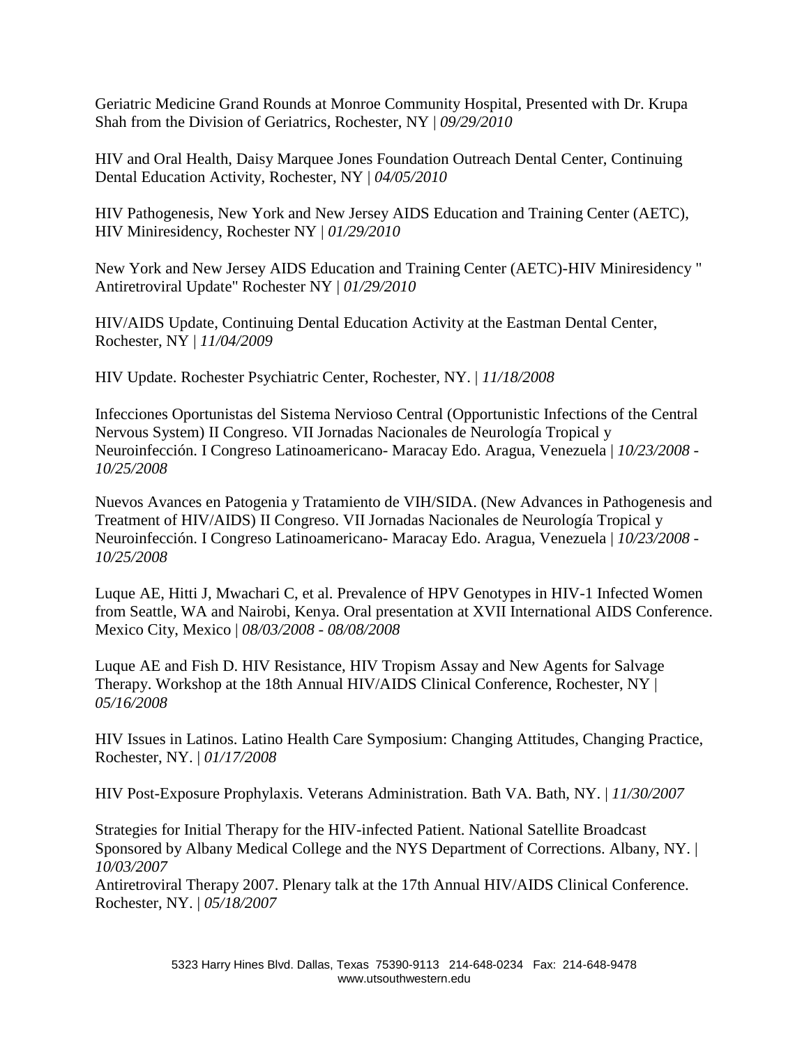Geriatric Medicine Grand Rounds at Monroe Community Hospital, Presented with Dr. Krupa Shah from the Division of Geriatrics, Rochester, NY | *09/29/2010*

HIV and Oral Health, Daisy Marquee Jones Foundation Outreach Dental Center, Continuing Dental Education Activity, Rochester, NY | *04/05/2010*

HIV Pathogenesis, New York and New Jersey AIDS Education and Training Center (AETC), HIV Miniresidency, Rochester NY | *01/29/2010*

New York and New Jersey AIDS Education and Training Center (AETC)-HIV Miniresidency " Antiretroviral Update" Rochester NY | *01/29/2010*

HIV/AIDS Update, Continuing Dental Education Activity at the Eastman Dental Center, Rochester, NY | *11/04/2009*

HIV Update. Rochester Psychiatric Center, Rochester, NY. | *11/18/2008*

Infecciones Oportunistas del Sistema Nervioso Central (Opportunistic Infections of the Central Nervous System) II Congreso. VII Jornadas Nacionales de Neurología Tropical y Neuroinfección. I Congreso Latinoamericano- Maracay Edo. Aragua, Venezuela | *10/23/2008 - 10/25/2008*

Nuevos Avances en Patogenia y Tratamiento de VIH/SIDA. (New Advances in Pathogenesis and Treatment of HIV/AIDS) II Congreso. VII Jornadas Nacionales de Neurología Tropical y Neuroinfección. I Congreso Latinoamericano- Maracay Edo. Aragua, Venezuela | *10/23/2008 - 10/25/2008*

Luque AE, Hitti J, Mwachari C, et al. Prevalence of HPV Genotypes in HIV-1 Infected Women from Seattle, WA and Nairobi, Kenya. Oral presentation at XVII International AIDS Conference. Mexico City, Mexico | *08/03/2008 - 08/08/2008*

Luque AE and Fish D. HIV Resistance, HIV Tropism Assay and New Agents for Salvage Therapy. Workshop at the 18th Annual HIV/AIDS Clinical Conference, Rochester, NY | *05/16/2008*

HIV Issues in Latinos. Latino Health Care Symposium: Changing Attitudes, Changing Practice, Rochester, NY. | *01/17/2008*

HIV Post-Exposure Prophylaxis. Veterans Administration. Bath VA. Bath, NY. | *11/30/2007*

Strategies for Initial Therapy for the HIV-infected Patient. National Satellite Broadcast Sponsored by Albany Medical College and the NYS Department of Corrections. Albany, NY. | *10/03/2007*

Antiretroviral Therapy 2007. Plenary talk at the 17th Annual HIV/AIDS Clinical Conference. Rochester, NY. | *05/18/2007*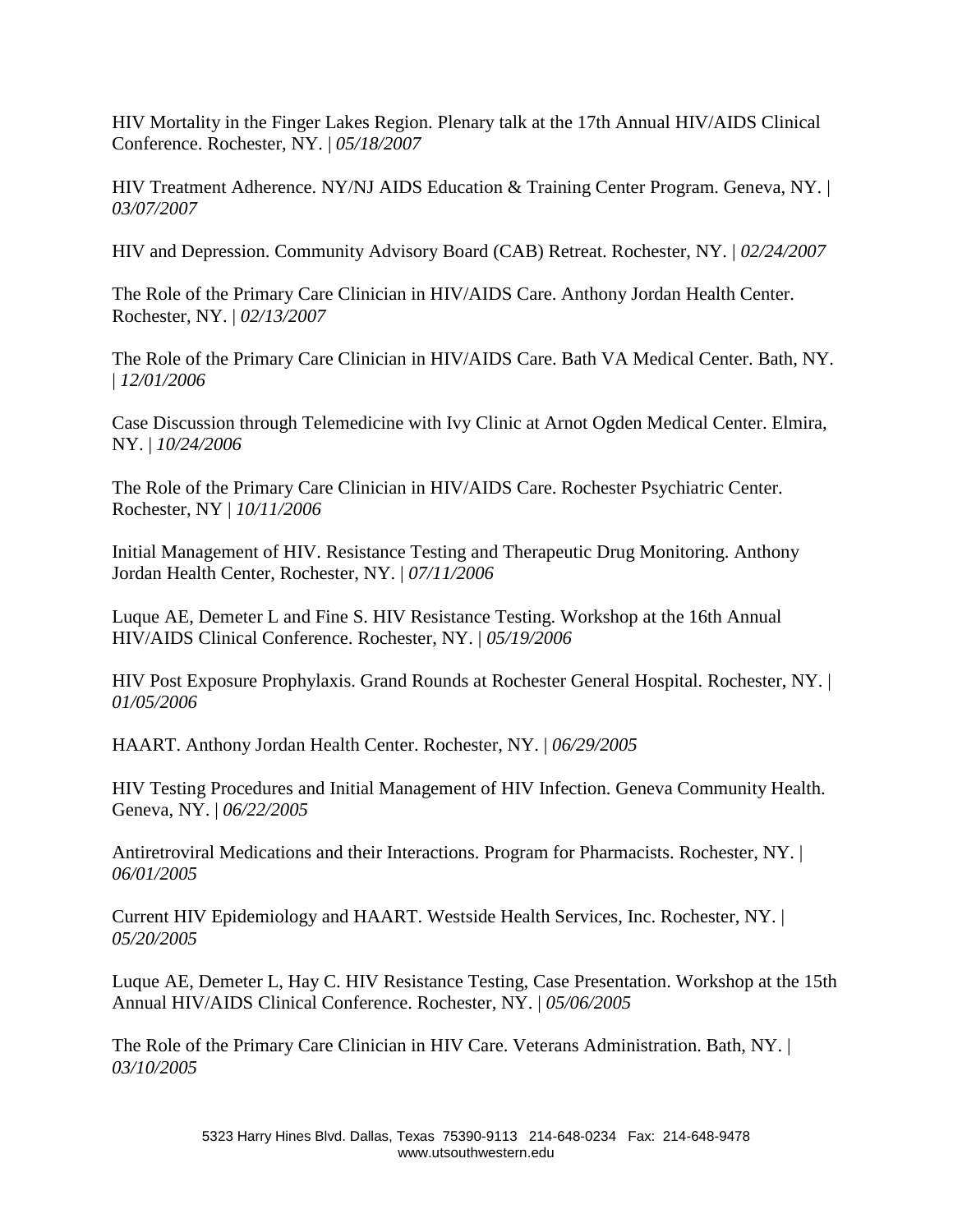HIV Mortality in the Finger Lakes Region. Plenary talk at the 17th Annual HIV/AIDS Clinical Conference. Rochester, NY. | *05/18/2007*

HIV Treatment Adherence. NY/NJ AIDS Education & Training Center Program. Geneva, NY. | *03/07/2007*

HIV and Depression. Community Advisory Board (CAB) Retreat. Rochester, NY. | *02/24/2007*

The Role of the Primary Care Clinician in HIV/AIDS Care. Anthony Jordan Health Center. Rochester, NY. | *02/13/2007*

The Role of the Primary Care Clinician in HIV/AIDS Care. Bath VA Medical Center. Bath, NY. | *12/01/2006*

Case Discussion through Telemedicine with Ivy Clinic at Arnot Ogden Medical Center. Elmira, NY. | *10/24/2006*

The Role of the Primary Care Clinician in HIV/AIDS Care. Rochester Psychiatric Center. Rochester, NY | *10/11/2006*

Initial Management of HIV. Resistance Testing and Therapeutic Drug Monitoring. Anthony Jordan Health Center, Rochester, NY. | *07/11/2006*

Luque AE, Demeter L and Fine S. HIV Resistance Testing. Workshop at the 16th Annual HIV/AIDS Clinical Conference. Rochester, NY. | *05/19/2006*

HIV Post Exposure Prophylaxis. Grand Rounds at Rochester General Hospital. Rochester, NY. | *01/05/2006*

HAART. Anthony Jordan Health Center. Rochester, NY. | *06/29/2005*

HIV Testing Procedures and Initial Management of HIV Infection. Geneva Community Health. Geneva, NY. | *06/22/2005*

Antiretroviral Medications and their Interactions. Program for Pharmacists. Rochester, NY. | *06/01/2005*

Current HIV Epidemiology and HAART. Westside Health Services, Inc. Rochester, NY. | *05/20/2005*

Luque AE, Demeter L, Hay C. HIV Resistance Testing, Case Presentation. Workshop at the 15th Annual HIV/AIDS Clinical Conference. Rochester, NY. | *05/06/2005*

The Role of the Primary Care Clinician in HIV Care. Veterans Administration. Bath, NY. | *03/10/2005*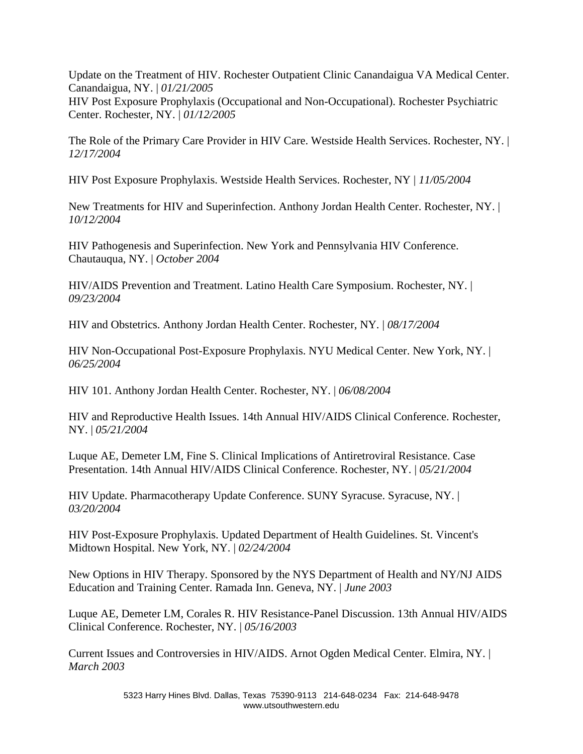Update on the Treatment of HIV. Rochester Outpatient Clinic Canandaigua VA Medical Center. Canandaigua, NY. | *01/21/2005*
HIV Post Exposure Prophylaxis (Occupational and Non-Occupational). Rochester Psychiatric Center. Rochester, NY. | *01/12/2005*

The Role of the Primary Care Provider in HIV Care. Westside Health Services. Rochester, NY. | *12/17/2004*

HIV Post Exposure Prophylaxis. Westside Health Services. Rochester, NY | *11/05/2004*

New Treatments for HIV and Superinfection. Anthony Jordan Health Center. Rochester, NY. | *10/12/2004*

HIV Pathogenesis and Superinfection. New York and Pennsylvania HIV Conference. Chautauqua, NY. | *October 2004*

HIV/AIDS Prevention and Treatment. Latino Health Care Symposium. Rochester, NY. | *09/23/2004*

HIV and Obstetrics. Anthony Jordan Health Center. Rochester, NY. | *08/17/2004*

HIV Non-Occupational Post-Exposure Prophylaxis. NYU Medical Center. New York, NY. | *06/25/2004*

HIV 101. Anthony Jordan Health Center. Rochester, NY. | *06/08/2004*

HIV and Reproductive Health Issues. 14th Annual HIV/AIDS Clinical Conference. Rochester, NY. | *05/21/2004*

Luque AE, Demeter LM, Fine S. Clinical Implications of Antiretroviral Resistance. Case Presentation. 14th Annual HIV/AIDS Clinical Conference. Rochester, NY. | *05/21/2004*

HIV Update. Pharmacotherapy Update Conference. SUNY Syracuse. Syracuse, NY. | *03/20/2004*

HIV Post-Exposure Prophylaxis. Updated Department of Health Guidelines. St. Vincent's Midtown Hospital. New York, NY. | *02/24/2004*

New Options in HIV Therapy. Sponsored by the NYS Department of Health and NY/NJ AIDS Education and Training Center. Ramada Inn. Geneva, NY. | *June 2003*

Luque AE, Demeter LM, Corales R. HIV Resistance-Panel Discussion. 13th Annual HIV/AIDS Clinical Conference. Rochester, NY. | *05/16/2003*

Current Issues and Controversies in HIV/AIDS. Arnot Ogden Medical Center. Elmira, NY. | *March 2003*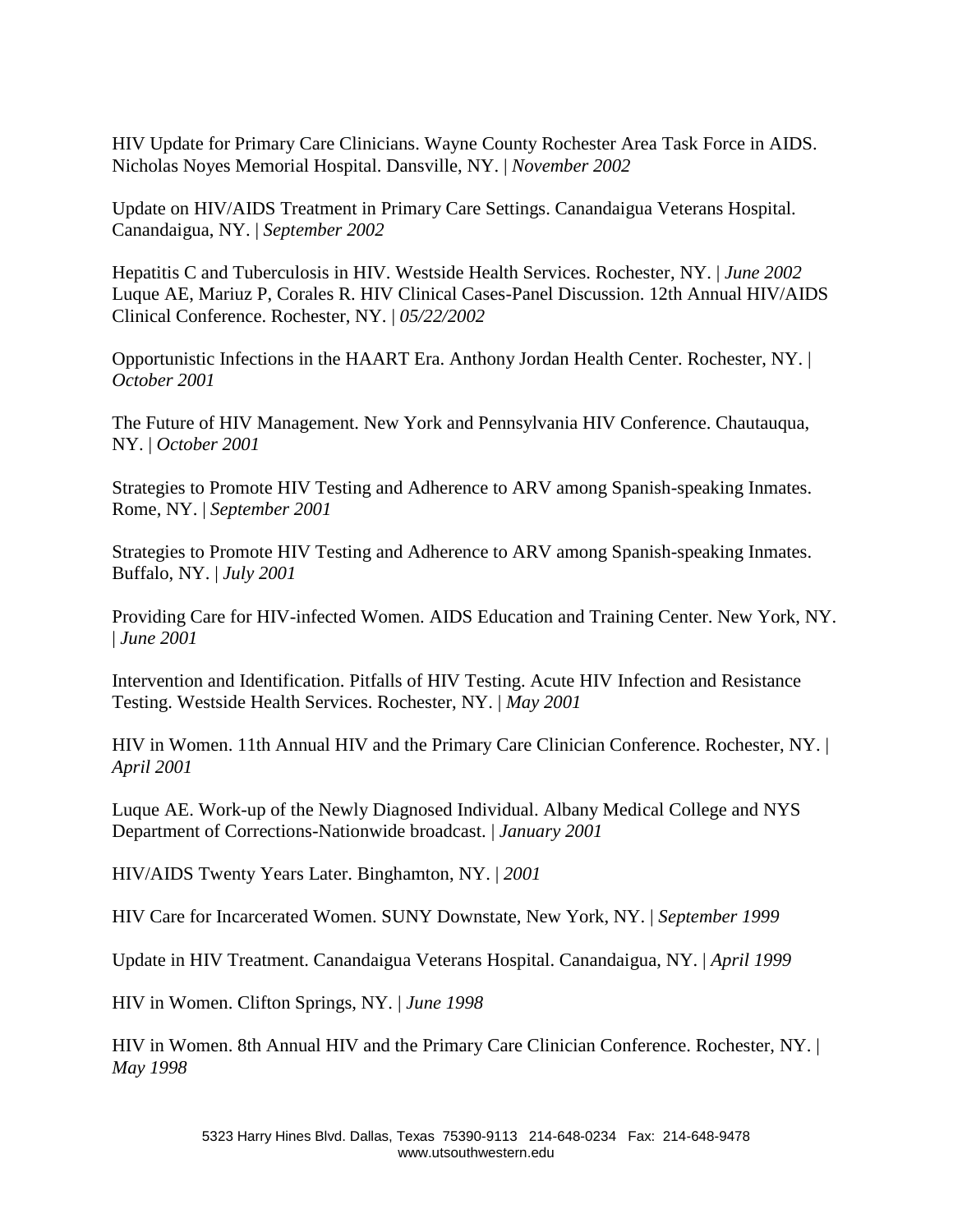HIV Update for Primary Care Clinicians. Wayne County Rochester Area Task Force in AIDS. Nicholas Noyes Memorial Hospital. Dansville, NY. | *November 2002*

Update on HIV/AIDS Treatment in Primary Care Settings. Canandaigua Veterans Hospital. Canandaigua, NY. | *September 2002*

Hepatitis C and Tuberculosis in HIV. Westside Health Services. Rochester, NY. | *June 2002*
Luque AE, Mariuz P, Corales R. HIV Clinical Cases-Panel Discussion. 12th Annual HIV/AIDS Clinical Conference. Rochester, NY. | *05/22/2002*

Opportunistic Infections in the HAART Era. Anthony Jordan Health Center. Rochester, NY. | *October 2001*

The Future of HIV Management. New York and Pennsylvania HIV Conference. Chautauqua, NY. | *October 2001*

Strategies to Promote HIV Testing and Adherence to ARV among Spanish-speaking Inmates. Rome, NY. | *September 2001*

Strategies to Promote HIV Testing and Adherence to ARV among Spanish-speaking Inmates. Buffalo, NY. | *July 2001*

Providing Care for HIV-infected Women. AIDS Education and Training Center. New York, NY. | *June 2001*

Intervention and Identification. Pitfalls of HIV Testing. Acute HIV Infection and Resistance Testing. Westside Health Services. Rochester, NY. | *May 2001*

HIV in Women. 11th Annual HIV and the Primary Care Clinician Conference. Rochester, NY. | *April 2001*

Luque AE. Work-up of the Newly Diagnosed Individual. Albany Medical College and NYS Department of Corrections-Nationwide broadcast. | *January 2001*

HIV/AIDS Twenty Years Later. Binghamton, NY. | *2001*

HIV Care for Incarcerated Women. SUNY Downstate, New York, NY. | *September 1999*

Update in HIV Treatment. Canandaigua Veterans Hospital. Canandaigua, NY. | *April 1999*

HIV in Women. Clifton Springs, NY. | *June 1998*

HIV in Women. 8th Annual HIV and the Primary Care Clinician Conference. Rochester, NY. | *May 1998*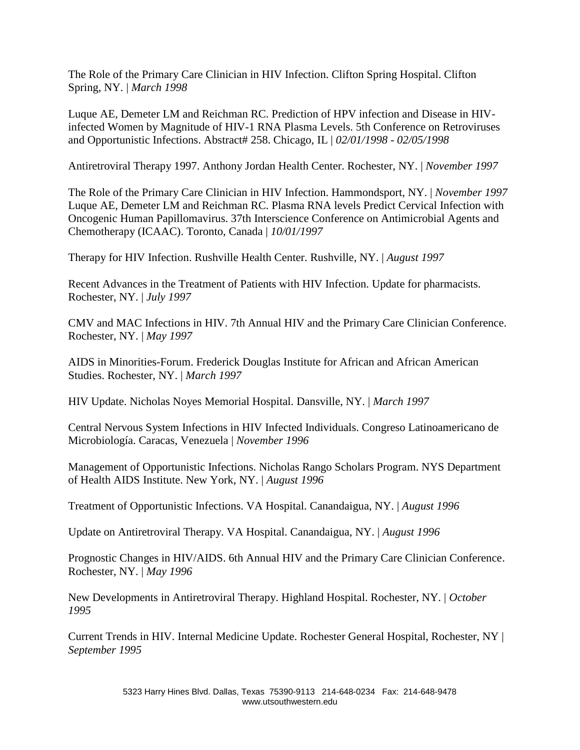The Role of the Primary Care Clinician in HIV Infection. Clifton Spring Hospital. Clifton Spring, NY. | *March 1998*

Luque AE, Demeter LM and Reichman RC. Prediction of HPV infection and Disease in HIV-infected Women by Magnitude of HIV-1 RNA Plasma Levels. 5th Conference on Retroviruses and Opportunistic Infections. Abstract# 258. Chicago, IL | *02/01/1998 - 02/05/1998*

Antiretroviral Therapy 1997. Anthony Jordan Health Center. Rochester, NY. | *November 1997*

The Role of the Primary Care Clinician in HIV Infection. Hammondsport, NY. | *November 1997*
Luque AE, Demeter LM and Reichman RC. Plasma RNA levels Predict Cervical Infection with Oncogenic Human Papillomavirus. 37th Interscience Conference on Antimicrobial Agents and Chemotherapy (ICAAC). Toronto, Canada | *10/01/1997*

Therapy for HIV Infection. Rushville Health Center. Rushville, NY. | *August 1997*

Recent Advances in the Treatment of Patients with HIV Infection. Update for pharmacists. Rochester, NY. | *July 1997*

CMV and MAC Infections in HIV. 7th Annual HIV and the Primary Care Clinician Conference. Rochester, NY. | *May 1997*

AIDS in Minorities-Forum. Frederick Douglas Institute for African and African American Studies. Rochester, NY. | *March 1997*

HIV Update. Nicholas Noyes Memorial Hospital. Dansville, NY. | *March 1997*

Central Nervous System Infections in HIV Infected Individuals. Congreso Latinoamericano de Microbiología. Caracas, Venezuela | *November 1996*

Management of Opportunistic Infections. Nicholas Rango Scholars Program. NYS Department of Health AIDS Institute. New York, NY. | *August 1996*

Treatment of Opportunistic Infections. VA Hospital. Canandaigua, NY. | *August 1996*

Update on Antiretroviral Therapy. VA Hospital. Canandaigua, NY. | *August 1996*

Prognostic Changes in HIV/AIDS. 6th Annual HIV and the Primary Care Clinician Conference. Rochester, NY. | *May 1996*

New Developments in Antiretroviral Therapy. Highland Hospital. Rochester, NY. | *October 1995*

Current Trends in HIV. Internal Medicine Update. Rochester General Hospital, Rochester, NY | *September 1995*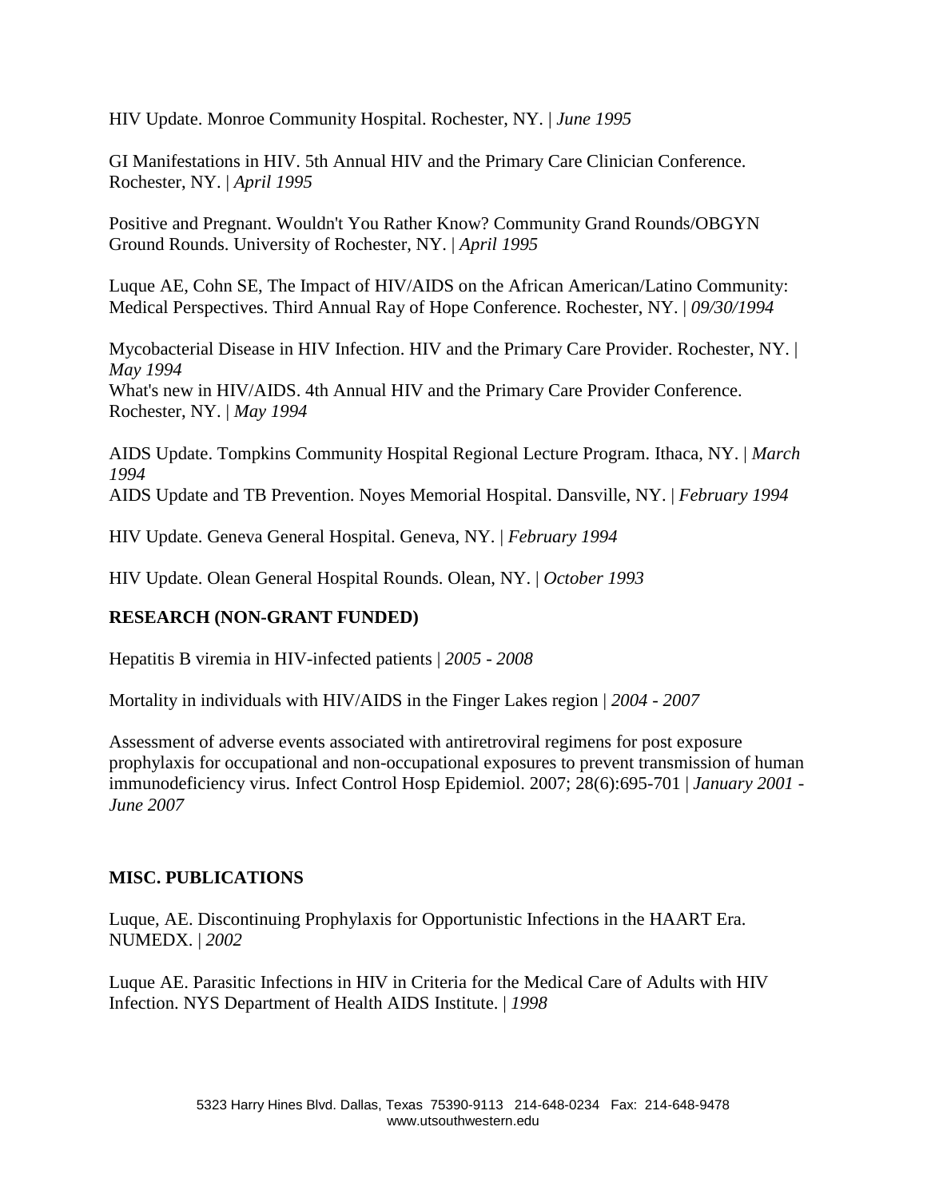HIV Update. Monroe Community Hospital. Rochester, NY. | *June 1995*

GI Manifestations in HIV. 5th Annual HIV and the Primary Care Clinician Conference. Rochester, NY. | *April 1995*

Positive and Pregnant. Wouldn't You Rather Know? Community Grand Rounds/OBGYN Ground Rounds. University of Rochester, NY. | *April 1995*

Luque AE, Cohn SE, The Impact of HIV/AIDS on the African American/Latino Community: Medical Perspectives. Third Annual Ray of Hope Conference. Rochester, NY. | *09/30/1994*

Mycobacterial Disease in HIV Infection. HIV and the Primary Care Provider. Rochester, NY. | *May 1994*
What's new in HIV/AIDS. 4th Annual HIV and the Primary Care Provider Conference. Rochester, NY. | *May 1994*

AIDS Update. Tompkins Community Hospital Regional Lecture Program. Ithaca, NY. | *March 1994*
AIDS Update and TB Prevention. Noyes Memorial Hospital. Dansville, NY. | *February 1994*

HIV Update. Geneva General Hospital. Geneva, NY. | *February 1994*

HIV Update. Olean General Hospital Rounds. Olean, NY. | *October 1993*

**RESEARCH (NON-GRANT FUNDED)**

Hepatitis B viremia in HIV-infected patients | *2005 - 2008*

Mortality in individuals with HIV/AIDS in the Finger Lakes region | *2004 - 2007*

Assessment of adverse events associated with antiretroviral regimens for post exposure prophylaxis for occupational and non-occupational exposures to prevent transmission of human immunodeficiency virus. Infect Control Hosp Epidemiol. 2007; 28(6):695-701 | *January 2001 - June 2007*

**MISC. PUBLICATIONS**

Luque, AE. Discontinuing Prophylaxis for Opportunistic Infections in the HAART Era. NUMEDX. | *2002*

Luque AE. Parasitic Infections in HIV in Criteria for the Medical Care of Adults with HIV Infection. NYS Department of Health AIDS Institute. | *1998*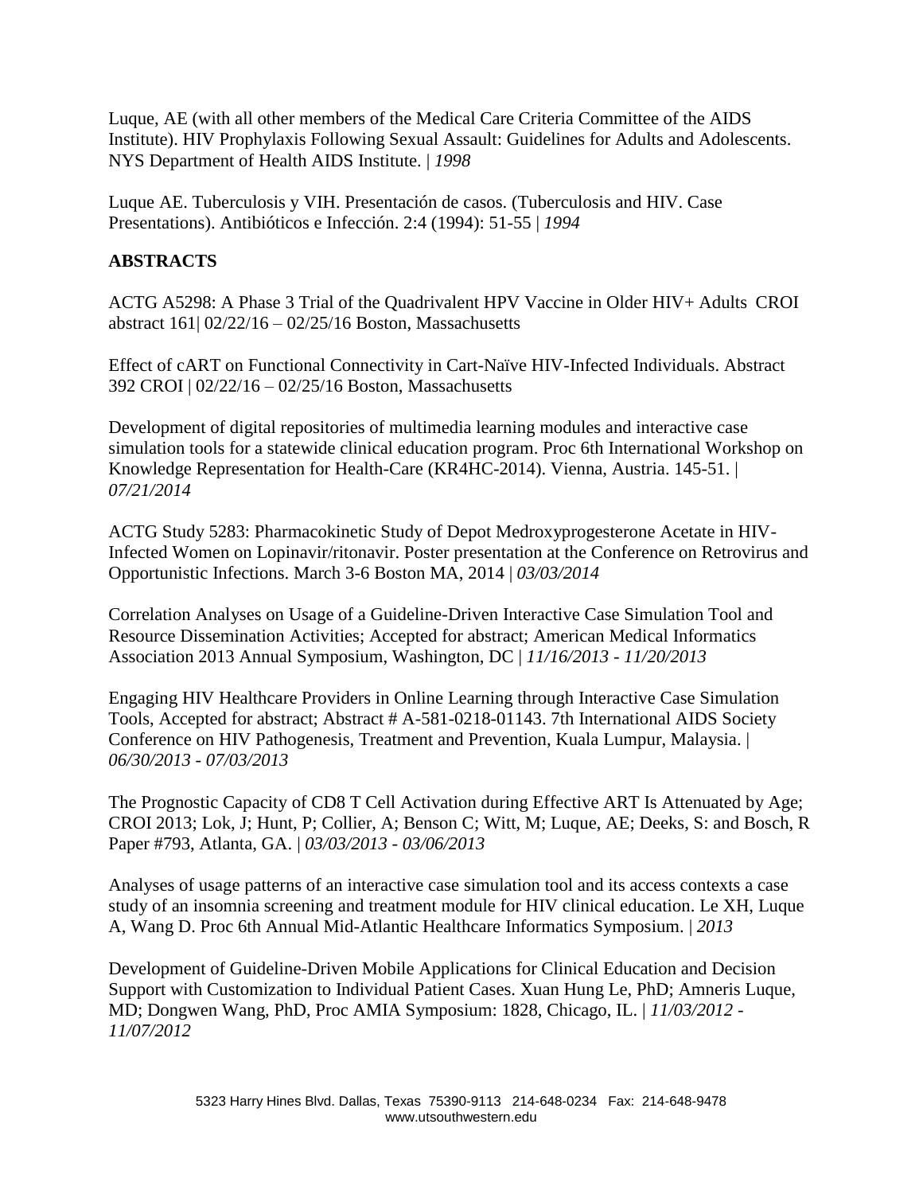Luque, AE (with all other members of the Medical Care Criteria Committee of the AIDS Institute). HIV Prophylaxis Following Sexual Assault: Guidelines for Adults and Adolescents. NYS Department of Health AIDS Institute. | *1998*

Luque AE. Tuberculosis y VIH. Presentación de casos. (Tuberculosis and HIV. Case Presentations). Antibióticos e Infección. 2:4 (1994): 51-55 | *1994*

**ABSTRACTS**

ACTG A5298: A Phase 3 Trial of the Quadrivalent HPV Vaccine in Older HIV+ Adults CROI abstract 161| 02/22/16 – 02/25/16 Boston, Massachusetts

Effect of cART on Functional Connectivity in Cart-Naïve HIV-Infected Individuals. Abstract 392 CROI | 02/22/16 – 02/25/16 Boston, Massachusetts

Development of digital repositories of multimedia learning modules and interactive case simulation tools for a statewide clinical education program. Proc 6th International Workshop on Knowledge Representation for Health-Care (KR4HC-2014). Vienna, Austria. 145-51. | *07/21/2014*

ACTG Study 5283: Pharmacokinetic Study of Depot Medroxyprogesterone Acetate in HIV-Infected Women on Lopinavir/ritonavir. Poster presentation at the Conference on Retrovirus and Opportunistic Infections. March 3-6 Boston MA, 2014 | *03/03/2014*

Correlation Analyses on Usage of a Guideline-Driven Interactive Case Simulation Tool and Resource Dissemination Activities; Accepted for abstract; American Medical Informatics Association 2013 Annual Symposium, Washington, DC | *11/16/2013 - 11/20/2013*

Engaging HIV Healthcare Providers in Online Learning through Interactive Case Simulation Tools, Accepted for abstract; Abstract # A-581-0218-01143. 7th International AIDS Society Conference on HIV Pathogenesis, Treatment and Prevention, Kuala Lumpur, Malaysia. | *06/30/2013 - 07/03/2013*

The Prognostic Capacity of CD8 T Cell Activation during Effective ART Is Attenuated by Age; CROI 2013; Lok, J; Hunt, P; Collier, A; Benson C; Witt, M; Luque, AE; Deeks, S: and Bosch, R Paper #793, Atlanta, GA. | *03/03/2013 - 03/06/2013*

Analyses of usage patterns of an interactive case simulation tool and its access contexts a case study of an insomnia screening and treatment module for HIV clinical education. Le XH, Luque A, Wang D. Proc 6th Annual Mid-Atlantic Healthcare Informatics Symposium. | *2013*

Development of Guideline-Driven Mobile Applications for Clinical Education and Decision Support with Customization to Individual Patient Cases. Xuan Hung Le, PhD; Amneris Luque, MD; Dongwen Wang, PhD, Proc AMIA Symposium: 1828, Chicago, IL. | *11/03/2012 - 11/07/2012*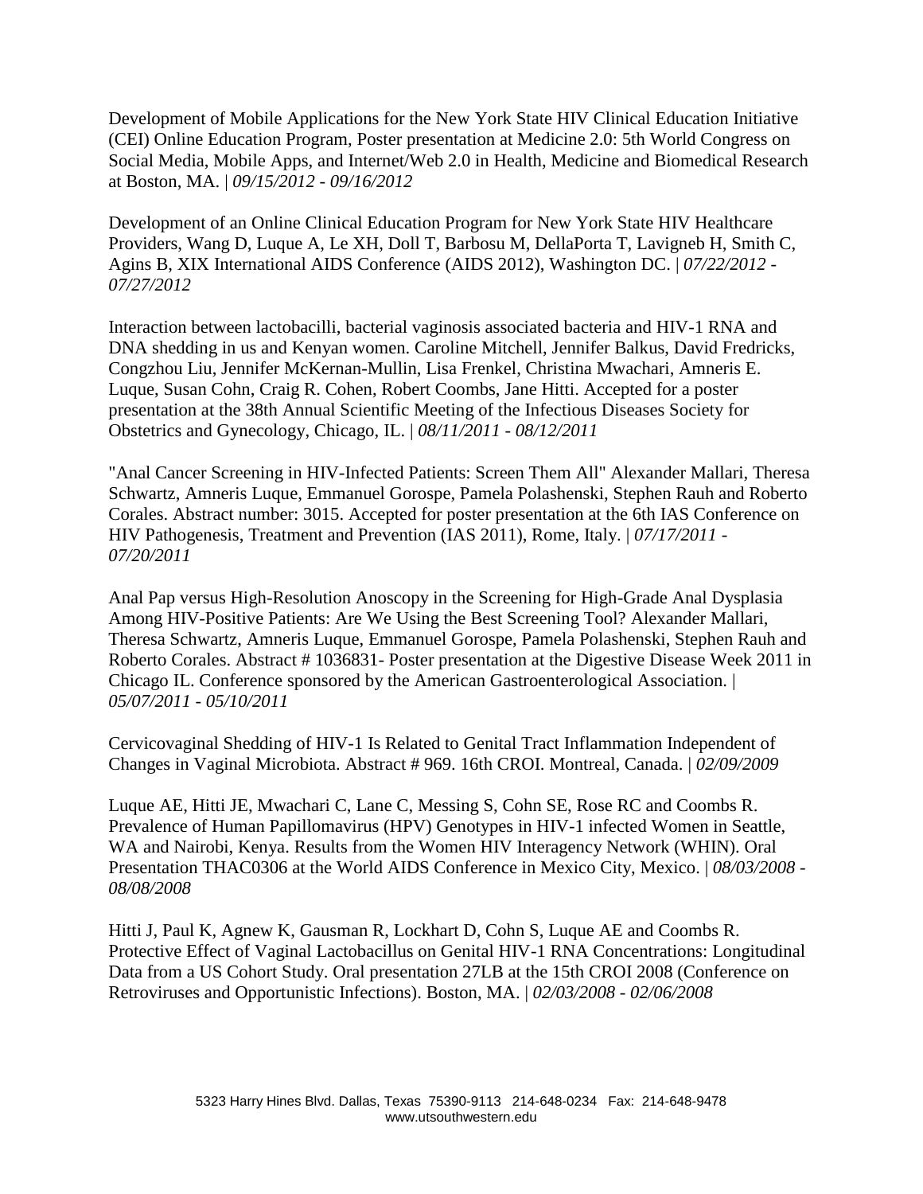Development of Mobile Applications for the New York State HIV Clinical Education Initiative (CEI) Online Education Program, Poster presentation at Medicine 2.0: 5th World Congress on Social Media, Mobile Apps, and Internet/Web 2.0 in Health, Medicine and Biomedical Research at Boston, MA. | *09/15/2012 - 09/16/2012*

Development of an Online Clinical Education Program for New York State HIV Healthcare Providers, Wang D, Luque A, Le XH, Doll T, Barbosu M, DellaPorta T, Lavigneb H, Smith C, Agins B, XIX International AIDS Conference (AIDS 2012), Washington DC. | *07/22/2012 - 07/27/2012*

Interaction between lactobacilli, bacterial vaginosis associated bacteria and HIV-1 RNA and DNA shedding in us and Kenyan women. Caroline Mitchell, Jennifer Balkus, David Fredricks, Congzhou Liu, Jennifer McKernan-Mullin, Lisa Frenkel, Christina Mwachari, Amneris E. Luque, Susan Cohn, Craig R. Cohen, Robert Coombs, Jane Hitti. Accepted for a poster presentation at the 38th Annual Scientific Meeting of the Infectious Diseases Society for Obstetrics and Gynecology, Chicago, IL. | *08/11/2011 - 08/12/2011*

"Anal Cancer Screening in HIV-Infected Patients: Screen Them All" Alexander Mallari, Theresa Schwartz, Amneris Luque, Emmanuel Gorospe, Pamela Polashenski, Stephen Rauh and Roberto Corales. Abstract number: 3015. Accepted for poster presentation at the 6th IAS Conference on HIV Pathogenesis, Treatment and Prevention (IAS 2011), Rome, Italy. | *07/17/2011 - 07/20/2011*

Anal Pap versus High-Resolution Anoscopy in the Screening for High-Grade Anal Dysplasia Among HIV-Positive Patients: Are We Using the Best Screening Tool? Alexander Mallari, Theresa Schwartz, Amneris Luque, Emmanuel Gorospe, Pamela Polashenski, Stephen Rauh and Roberto Corales. Abstract # 1036831- Poster presentation at the Digestive Disease Week 2011 in Chicago IL. Conference sponsored by the American Gastroenterological Association. | *05/07/2011 - 05/10/2011*

Cervicovaginal Shedding of HIV-1 Is Related to Genital Tract Inflammation Independent of Changes in Vaginal Microbiota. Abstract # 969. 16th CROI. Montreal, Canada. | *02/09/2009*

Luque AE, Hitti JE, Mwachari C, Lane C, Messing S, Cohn SE, Rose RC and Coombs R. Prevalence of Human Papillomavirus (HPV) Genotypes in HIV-1 infected Women in Seattle, WA and Nairobi, Kenya. Results from the Women HIV Interagency Network (WHIN). Oral Presentation THAC0306 at the World AIDS Conference in Mexico City, Mexico. | *08/03/2008 - 08/08/2008*

Hitti J, Paul K, Agnew K, Gausman R, Lockhart D, Cohn S, Luque AE and Coombs R. Protective Effect of Vaginal Lactobacillus on Genital HIV-1 RNA Concentrations: Longitudinal Data from a US Cohort Study. Oral presentation 27LB at the 15th CROI 2008 (Conference on Retroviruses and Opportunistic Infections). Boston, MA. | *02/03/2008 - 02/06/2008*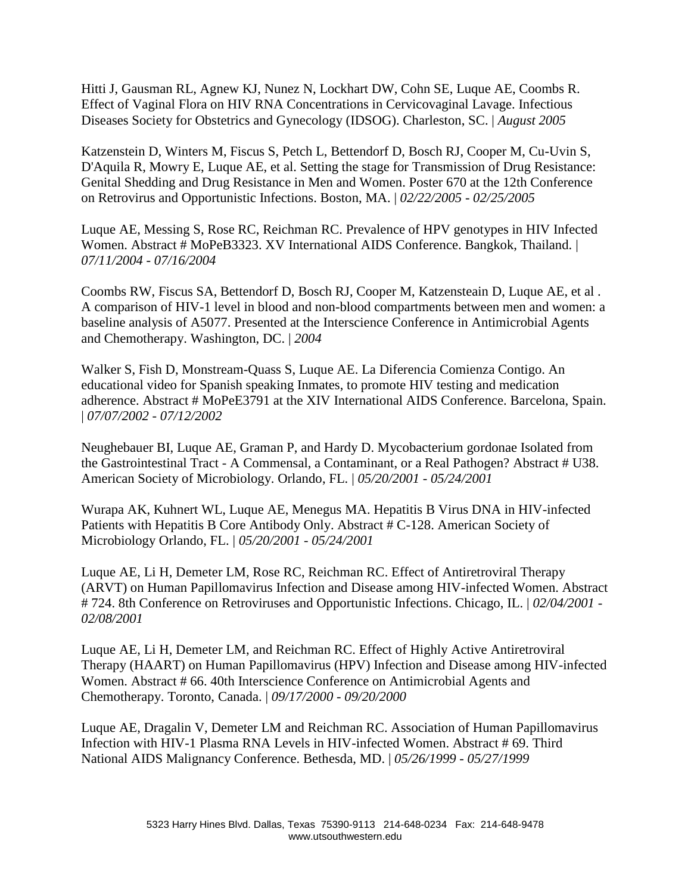Hitti J, Gausman RL, Agnew KJ, Nunez N, Lockhart DW, Cohn SE, Luque AE, Coombs R. Effect of Vaginal Flora on HIV RNA Concentrations in Cervicovaginal Lavage. Infectious Diseases Society for Obstetrics and Gynecology (IDSOG). Charleston, SC. | *August 2005*

Katzenstein D, Winters M, Fiscus S, Petch L, Bettendorf D, Bosch RJ, Cooper M, Cu-Uvin S, D'Aquila R, Mowry E, Luque AE, et al. Setting the stage for Transmission of Drug Resistance: Genital Shedding and Drug Resistance in Men and Women. Poster 670 at the 12th Conference on Retrovirus and Opportunistic Infections. Boston, MA. | *02/22/2005 - 02/25/2005*

Luque AE, Messing S, Rose RC, Reichman RC. Prevalence of HPV genotypes in HIV Infected Women. Abstract # MoPeB3323. XV International AIDS Conference. Bangkok, Thailand. | *07/11/2004 - 07/16/2004*

Coombs RW, Fiscus SA, Bettendorf D, Bosch RJ, Cooper M, Katzensteain D, Luque AE, et al . A comparison of HIV-1 level in blood and non-blood compartments between men and women: a baseline analysis of A5077. Presented at the Interscience Conference in Antimicrobial Agents and Chemotherapy. Washington, DC. | *2004*

Walker S, Fish D, Monstream-Quass S, Luque AE. La Diferencia Comienza Contigo. An educational video for Spanish speaking Inmates, to promote HIV testing and medication adherence. Abstract # MoPeE3791 at the XIV International AIDS Conference. Barcelona, Spain. | *07/07/2002 - 07/12/2002*

Neughebauer BI, Luque AE, Graman P, and Hardy D. Mycobacterium gordonae Isolated from the Gastrointestinal Tract - A Commensal, a Contaminant, or a Real Pathogen? Abstract # U38. American Society of Microbiology. Orlando, FL. | *05/20/2001 - 05/24/2001*

Wurapa AK, Kuhnert WL, Luque AE, Menegus MA. Hepatitis B Virus DNA in HIV-infected Patients with Hepatitis B Core Antibody Only. Abstract # C-128. American Society of Microbiology Orlando, FL. | *05/20/2001 - 05/24/2001*

Luque AE, Li H, Demeter LM, Rose RC, Reichman RC. Effect of Antiretroviral Therapy (ARVT) on Human Papillomavirus Infection and Disease among HIV-infected Women. Abstract # 724. 8th Conference on Retroviruses and Opportunistic Infections. Chicago, IL. | *02/04/2001 - 02/08/2001*

Luque AE, Li H, Demeter LM, and Reichman RC. Effect of Highly Active Antiretroviral Therapy (HAART) on Human Papillomavirus (HPV) Infection and Disease among HIV-infected Women. Abstract # 66. 40th Interscience Conference on Antimicrobial Agents and Chemotherapy. Toronto, Canada. | *09/17/2000 - 09/20/2000*

Luque AE, Dragalin V, Demeter LM and Reichman RC. Association of Human Papillomavirus Infection with HIV-1 Plasma RNA Levels in HIV-infected Women. Abstract # 69. Third National AIDS Malignancy Conference. Bethesda, MD. | *05/26/1999 - 05/27/1999*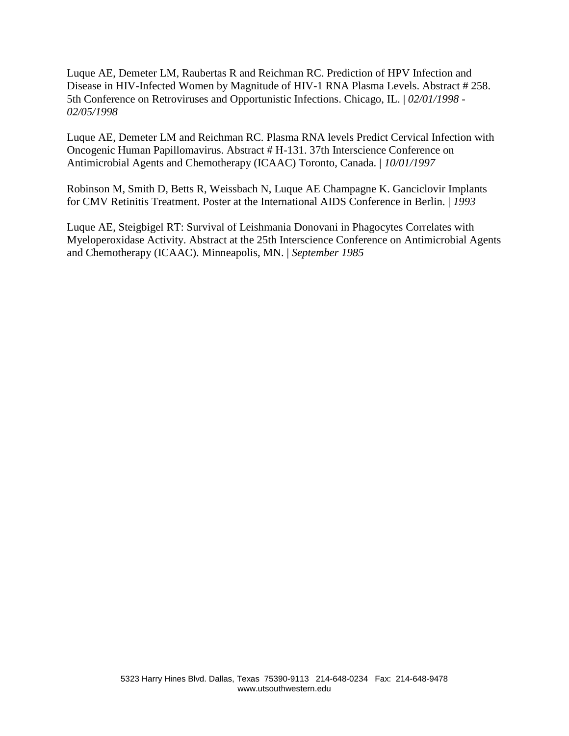Luque AE, Demeter LM, Raubertas R and Reichman RC. Prediction of HPV Infection and Disease in HIV-Infected Women by Magnitude of HIV-1 RNA Plasma Levels. Abstract # 258. 5th Conference on Retroviruses and Opportunistic Infections. Chicago, IL. | *02/01/1998 - 02/05/1998*

Luque AE, Demeter LM and Reichman RC. Plasma RNA levels Predict Cervical Infection with Oncogenic Human Papillomavirus. Abstract # H-131. 37th Interscience Conference on Antimicrobial Agents and Chemotherapy (ICAAC) Toronto, Canada. | *10/01/1997*

Robinson M, Smith D, Betts R, Weissbach N, Luque AE Champagne K. Ganciclovir Implants for CMV Retinitis Treatment. Poster at the International AIDS Conference in Berlin. | *1993*

Luque AE, Steigbigel RT: Survival of Leishmania Donovani in Phagocytes Correlates with Myeloperoxidase Activity. Abstract at the 25th Interscience Conference on Antimicrobial Agents and Chemotherapy (ICAAC). Minneapolis, MN. | *September 1985*